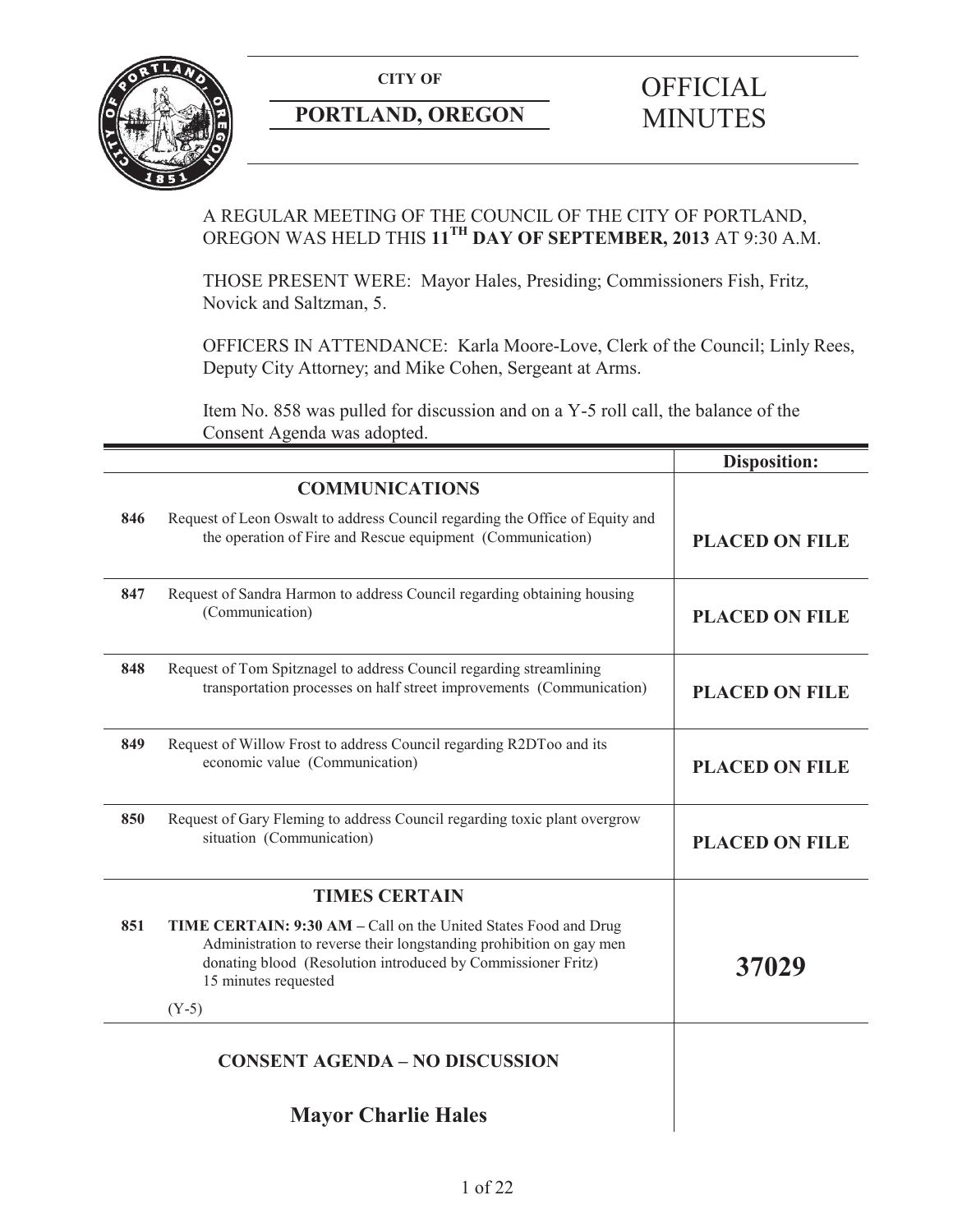**CITY OF**

**PORTLAND, OREGON**

# OFFICIAL MINUTES

A REGULAR MEETING OF THE COUNCIL OF THE CITY OF PORTLAND, OREGON WAS HELD THIS **11TH DAY OF SEPTEMBER, 2013** AT 9:30 A.M.

THOSE PRESENT WERE: Mayor Hales, Presiding; Commissioners Fish, Fritz, Novick and Saltzman, 5.

OFFICERS IN ATTENDANCE: Karla Moore-Love, Clerk of the Council; Linly Rees, Deputy City Attorney; and Mike Cohen, Sergeant at Arms.

Item No. 858 was pulled for discussion and on a Y-5 roll call, the balance of the Consent Agenda was adopted.

| | | **Disposition:** |
|---|---|---|
| | **COMMUNICATIONS** | |
| **846** | Request of Leon Oswalt to address Council regarding the Office of Equity and the operation of Fire and Rescue equipment (Communication) | **PLACED ON FILE** |
| **847** | Request of Sandra Harmon to address Council regarding obtaining housing (Communication) | **PLACED ON FILE** |
| **848** | Request of Tom Spitznagel to address Council regarding streamlining transportation processes on half street improvements (Communication) | **PLACED ON FILE** |
| **849** | Request of Willow Frost to address Council regarding R2DToo and its economic value (Communication) | **PLACED ON FILE** |
| **850** | Request of Gary Fleming to address Council regarding toxic plant overgrow situation (Communication) | **PLACED ON FILE** |
| | **TIMES CERTAIN** | |
| **851** | **TIME CERTAIN: 9:30 AM –** Call on the United States Food and Drug Administration to reverse their longstanding prohibition on gay men donating blood (Resolution introduced by Commissioner Fritz) 15 minutes requested<br><br>(Y-5) | **37029** |
| | **CONSENT AGENDA – NO DISCUSSION** | |
| | **Mayor Charlie Hales** | |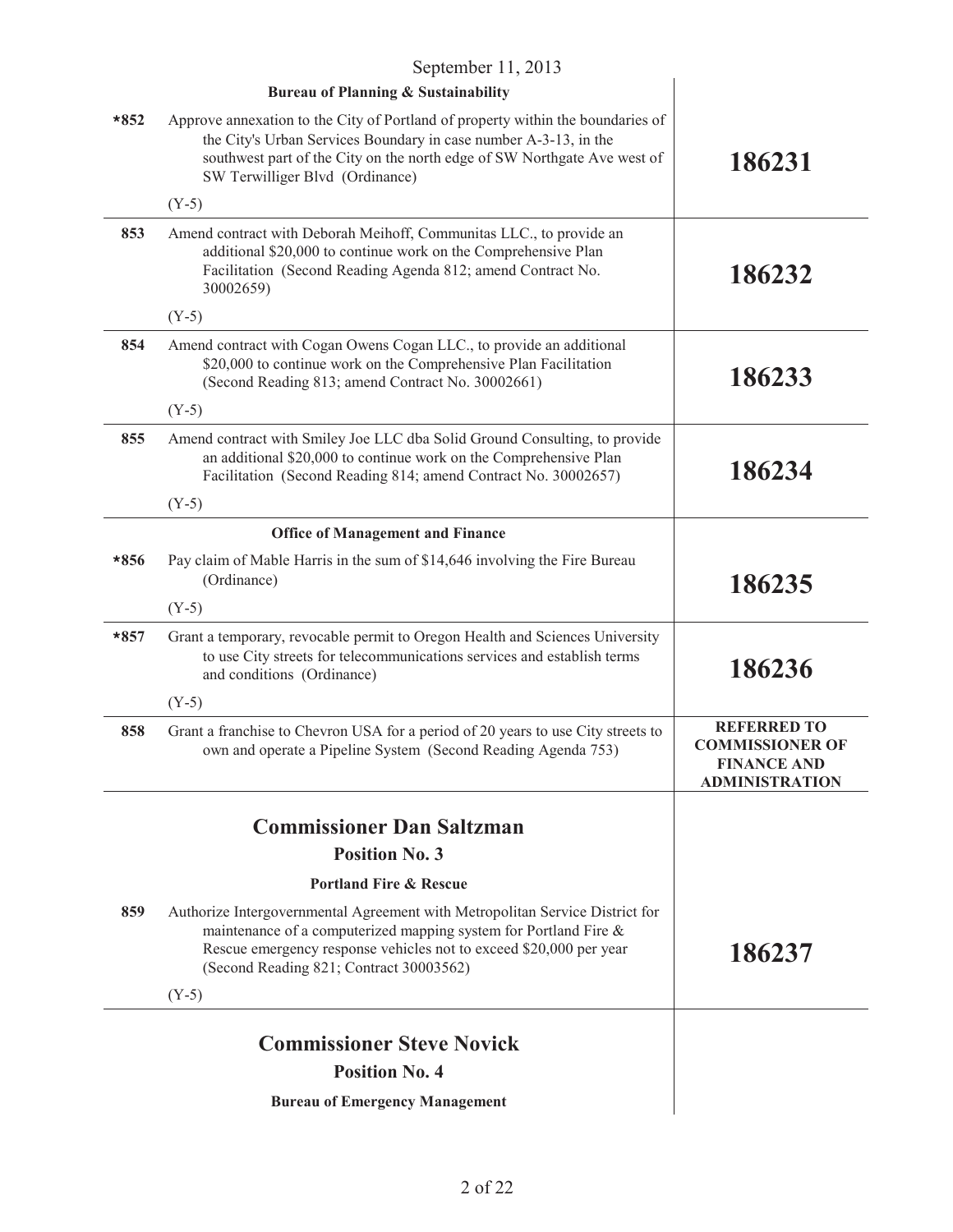**Bureau of Planning & Sustainability**

| | | |
|---|---|---|
| *852 | Approve annexation to the City of Portland of property within the boundaries of the City's Urban Services Boundary in case number A-3-13, in the southwest part of the City on the north edge of SW Northgate Ave west of SW Terwilliger Blvd (Ordinance)<br><br>(Y-5) | **186231** |
| 853 | Amend contract with Deborah Meihoff, Communitas LLC., to provide an additional $20,000 to continue work on the Comprehensive Plan Facilitation (Second Reading Agenda 812; amend Contract No. 30002659)<br><br>(Y-5) | **186232** |
| 854 | Amend contract with Cogan Owens Cogan LLC., to provide an additional $20,000 to continue work on the Comprehensive Plan Facilitation (Second Reading 813; amend Contract No. 30002661)<br><br>(Y-5) | **186233** |
| 855 | Amend contract with Smiley Joe LLC dba Solid Ground Consulting, to provide an additional $20,000 to continue work on the Comprehensive Plan Facilitation (Second Reading 814; amend Contract No. 30002657)<br><br>(Y-5) | **186234** |

**Office of Management and Finance**

| | | |
|---|---|---|
| *856 | Pay claim of Mable Harris in the sum of $14,646 involving the Fire Bureau (Ordinance)<br><br>(Y-5) | **186235** |
| *857 | Grant a temporary, revocable permit to Oregon Health and Sciences University to use City streets for telecommunications services and establish terms and conditions (Ordinance)<br><br>(Y-5) | **186236** |
| 858 | Grant a franchise to Chevron USA for a period of 20 years to use City streets to own and operate a Pipeline System (Second Reading Agenda 753) | **REFERRED TO COMMISSIONER OF FINANCE AND ADMINISTRATION** |

## Commissioner Dan Saltzman

### Position No. 3

**Portland Fire & Rescue**

| | | |
|---|---|---|
| 859 | Authorize Intergovernmental Agreement with Metropolitan Service District for maintenance of a computerized mapping system for Portland Fire & Rescue emergency response vehicles not to exceed $20,000 per year (Second Reading 821; Contract 30003562)<br><br>(Y-5) | **186237** |

## Commissioner Steve Novick

### Position No. 4

**Bureau of Emergency Management**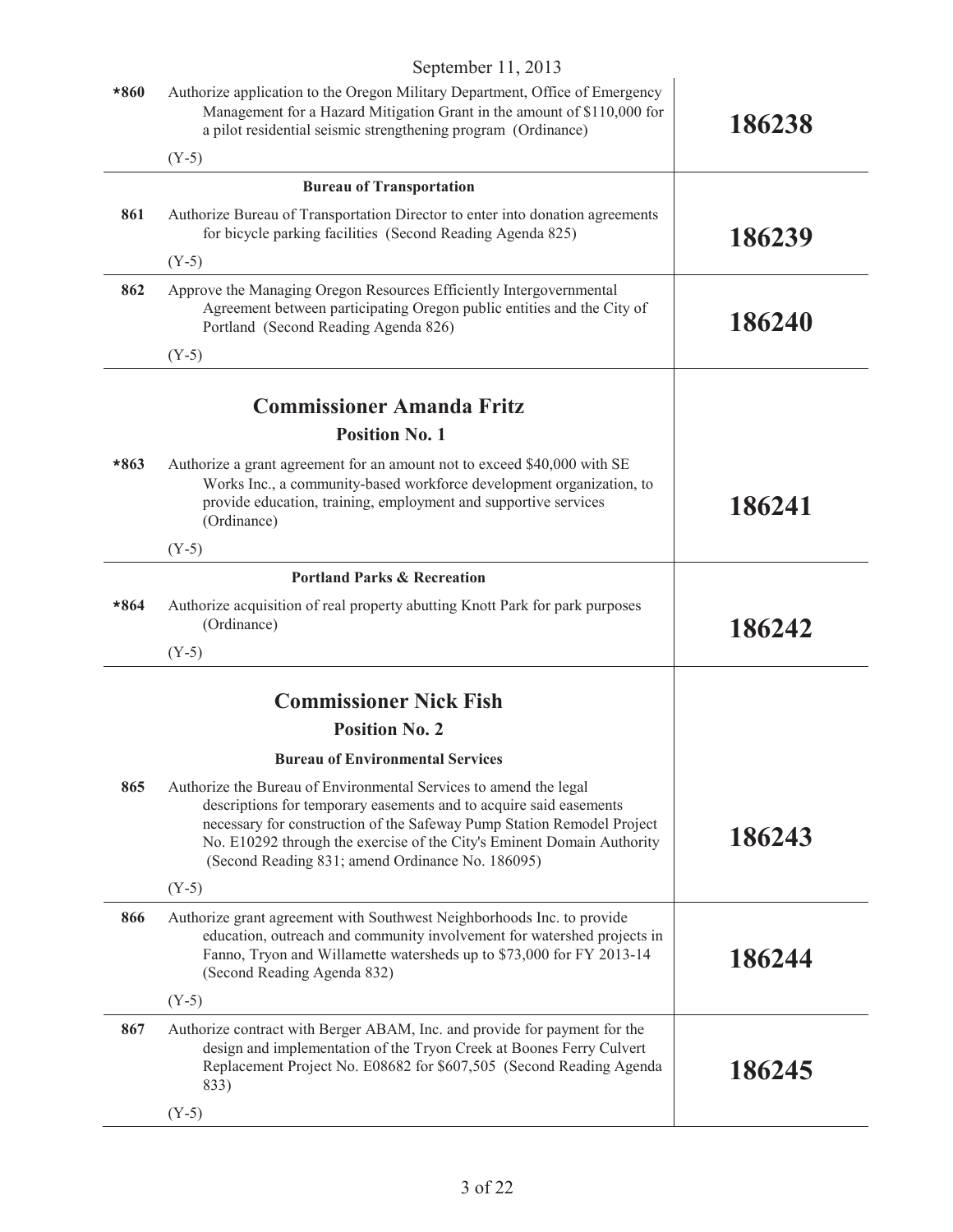September 11, 2013

| | | |
|---|---|---|
| *860 | Authorize application to the Oregon Military Department, Office of Emergency Management for a Hazard Mitigation Grant in the amount of $110,000 for a pilot residential seismic strengthening program (Ordinance)<br><br>(Y-5) | **186238** |
| | **Bureau of Transportation** | |
| 861 | Authorize Bureau of Transportation Director to enter into donation agreements for bicycle parking facilities (Second Reading Agenda 825)<br><br>(Y-5) | **186239** |
| 862 | Approve the Managing Oregon Resources Efficiently Intergovernmental Agreement between participating Oregon public entities and the City of Portland (Second Reading Agenda 826)<br><br>(Y-5) | **186240** |
| | **Commissioner Amanda Fritz**<br>**Position No. 1** | |
| *863 | Authorize a grant agreement for an amount not to exceed $40,000 with SE Works Inc., a community-based workforce development organization, to provide education, training, employment and supportive services (Ordinance)<br><br>(Y-5) | **186241** |
| | **Portland Parks & Recreation** | |
| *864 | Authorize acquisition of real property abutting Knott Park for park purposes (Ordinance)<br><br>(Y-5) | **186242** |
| | **Commissioner Nick Fish**<br>**Position No. 2**<br>**Bureau of Environmental Services** | |
| 865 | Authorize the Bureau of Environmental Services to amend the legal descriptions for temporary easements and to acquire said easements necessary for construction of the Safeway Pump Station Remodel Project No. E10292 through the exercise of the City's Eminent Domain Authority (Second Reading 831; amend Ordinance No. 186095)<br><br>(Y-5) | **186243** |
| 866 | Authorize grant agreement with Southwest Neighborhoods Inc. to provide education, outreach and community involvement for watershed projects in Fanno, Tryon and Willamette watersheds up to $73,000 for FY 2013-14 (Second Reading Agenda 832)<br><br>(Y-5) | **186244** |
| 867 | Authorize contract with Berger ABAM, Inc. and provide for payment for the design and implementation of the Tryon Creek at Boones Ferry Culvert Replacement Project No. E08682 for $607,505 (Second Reading Agenda 833)<br><br>(Y-5) | **186245** |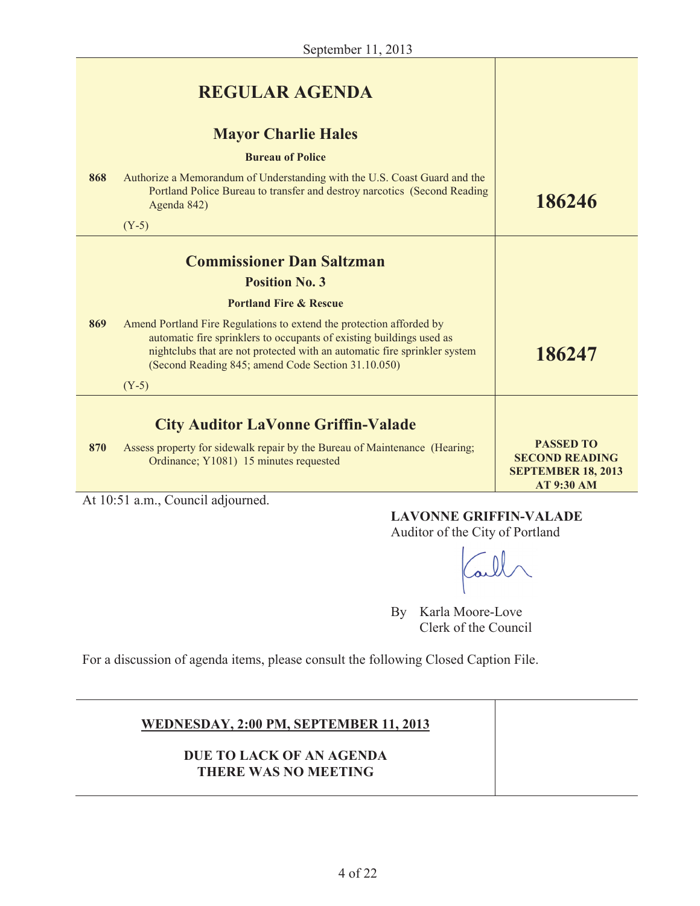| | REGULAR AGENDA | |
|---|---|---|
| | **Mayor Charlie Hales** | |
| | **Bureau of Police** | |
| **868** | Authorize a Memorandum of Understanding with the U.S. Coast Guard and the Portland Police Bureau to transfer and destroy narcotics (Second Reading Agenda 842) (Y-5) | **186246** |
| | **Commissioner Dan Saltzman** | |
| | **Position No. 3** | |
| | **Portland Fire & Rescue** | |
| **869** | Amend Portland Fire Regulations to extend the protection afforded by automatic fire sprinklers to occupants of existing buildings used as nightclubs that are not protected with an automatic fire sprinkler system (Second Reading 845; amend Code Section 31.10.050) (Y-5) | **186247** |
| | **City Auditor LaVonne Griffin-Valade** | |
| **870** | Assess property for sidewalk repair by the Bureau of Maintenance (Hearing; Ordinance; Y1081) 15 minutes requested | **PASSED TO SECOND READING SEPTEMBER 18, 2013 AT 9:30 AM** |

At 10:51 a.m., Council adjourned.

**LAVONNE GRIFFIN-VALADE**
Auditor of the City of Portland

By Karla Moore-Love
Clerk of the Council

For a discussion of agenda items, please consult the following Closed Caption File.

| **WEDNESDAY, 2:00 PM, SEPTEMBER 11, 2013** | |
|---|---|
| **DUE TO LACK OF AN AGENDA THERE WAS NO MEETING** | |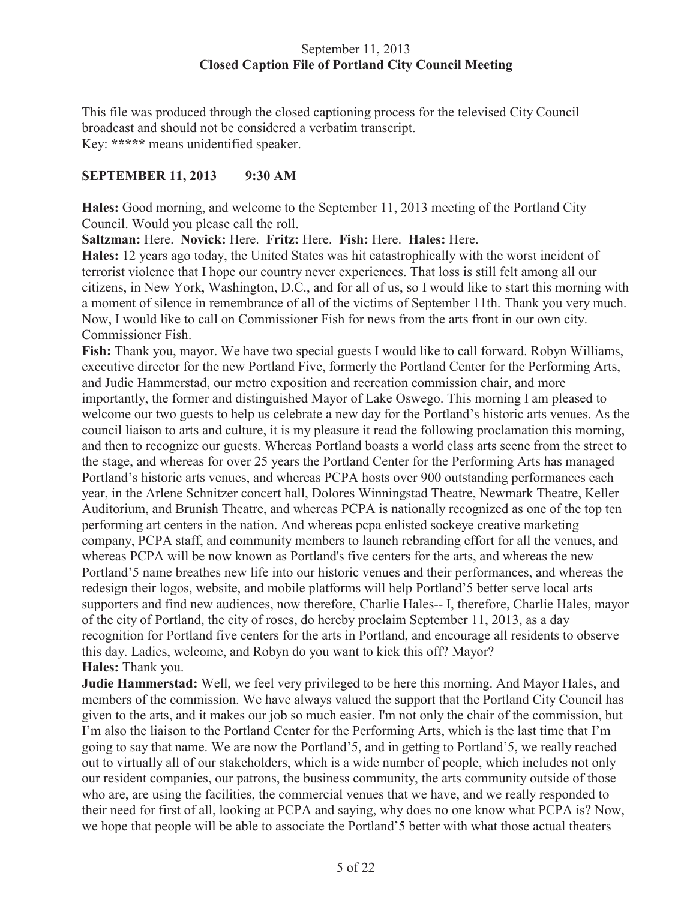September 11, 2013
**Closed Caption File of Portland City Council Meeting**

This file was produced through the closed captioning process for the televised City Council broadcast and should not be considered a verbatim transcript.
Key: **\*\*\*\*\*** means unidentified speaker.

**SEPTEMBER 11, 2013 9:30 AM**

**Hales:** Good morning, and welcome to the September 11, 2013 meeting of the Portland City Council. Would you please call the roll.

**Saltzman:** Here. **Novick:** Here. **Fritz:** Here. **Fish:** Here. **Hales:** Here.

**Hales:** 12 years ago today, the United States was hit catastrophically with the worst incident of terrorist violence that I hope our country never experiences. That loss is still felt among all our citizens, in New York, Washington, D.C., and for all of us, so I would like to start this morning with a moment of silence in remembrance of all of the victims of September 11th. Thank you very much. Now, I would like to call on Commissioner Fish for news from the arts front in our own city. Commissioner Fish.

**Fish:** Thank you, mayor. We have two special guests I would like to call forward. Robyn Williams, executive director for the new Portland Five, formerly the Portland Center for the Performing Arts, and Judie Hammerstad, our metro exposition and recreation commission chair, and more importantly, the former and distinguished Mayor of Lake Oswego. This morning I am pleased to welcome our two guests to help us celebrate a new day for the Portland's historic arts venues. As the council liaison to arts and culture, it is my pleasure it read the following proclamation this morning, and then to recognize our guests. Whereas Portland boasts a world class arts scene from the street to the stage, and whereas for over 25 years the Portland Center for the Performing Arts has managed Portland's historic arts venues, and whereas PCPA hosts over 900 outstanding performances each year, in the Arlene Schnitzer concert hall, Dolores Winningstad Theatre, Newmark Theatre, Keller Auditorium, and Brunish Theatre, and whereas PCPA is nationally recognized as one of the top ten performing art centers in the nation. And whereas pcpa enlisted sockeye creative marketing company, PCPA staff, and community members to launch rebranding effort for all the venues, and whereas PCPA will be now known as Portland's five centers for the arts, and whereas the new Portland'5 name breathes new life into our historic venues and their performances, and whereas the redesign their logos, website, and mobile platforms will help Portland'5 better serve local arts supporters and find new audiences, now therefore, Charlie Hales-- I, therefore, Charlie Hales, mayor of the city of Portland, the city of roses, do hereby proclaim September 11, 2013, as a day recognition for Portland five centers for the arts in Portland, and encourage all residents to observe this day. Ladies, welcome, and Robyn do you want to kick this off? Mayor?

**Hales:** Thank you.

**Judie Hammerstad:** Well, we feel very privileged to be here this morning. And Mayor Hales, and members of the commission. We have always valued the support that the Portland City Council has given to the arts, and it makes our job so much easier. I'm not only the chair of the commission, but I'm also the liaison to the Portland Center for the Performing Arts, which is the last time that I'm going to say that name. We are now the Portland'5, and in getting to Portland'5, we really reached out to virtually all of our stakeholders, which is a wide number of people, which includes not only our resident companies, our patrons, the business community, the arts community outside of those who are, are using the facilities, the commercial venues that we have, and we really responded to their need for first of all, looking at PCPA and saying, why does no one know what PCPA is? Now, we hope that people will be able to associate the Portland'5 better with what those actual theaters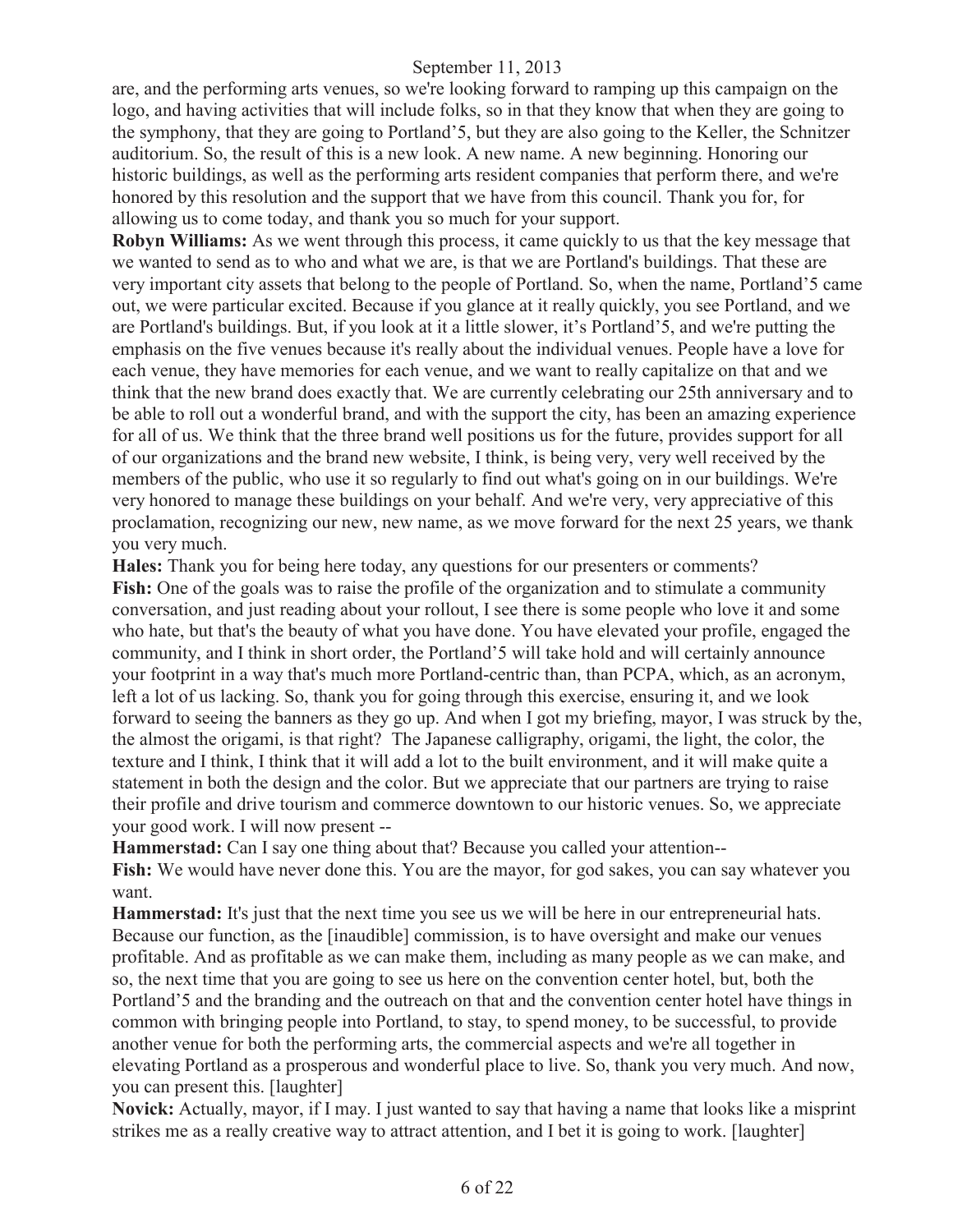are, and the performing arts venues, so we're looking forward to ramping up this campaign on the logo, and having activities that will include folks, so in that they know that when they are going to the symphony, that they are going to Portland'5, but they are also going to the Keller, the Schnitzer auditorium. So, the result of this is a new look. A new name. A new beginning. Honoring our historic buildings, as well as the performing arts resident companies that perform there, and we're honored by this resolution and the support that we have from this council. Thank you for, for allowing us to come today, and thank you so much for your support.

**Robyn Williams:** As we went through this process, it came quickly to us that the key message that we wanted to send as to who and what we are, is that we are Portland's buildings. That these are very important city assets that belong to the people of Portland. So, when the name, Portland'5 came out, we were particular excited. Because if you glance at it really quickly, you see Portland, and we are Portland's buildings. But, if you look at it a little slower, it's Portland'5, and we're putting the emphasis on the five venues because it's really about the individual venues. People have a love for each venue, they have memories for each venue, and we want to really capitalize on that and we think that the new brand does exactly that. We are currently celebrating our 25th anniversary and to be able to roll out a wonderful brand, and with the support the city, has been an amazing experience for all of us. We think that the three brand well positions us for the future, provides support for all of our organizations and the brand new website, I think, is being very, very well received by the members of the public, who use it so regularly to find out what's going on in our buildings. We're very honored to manage these buildings on your behalf. And we're very, very appreciative of this proclamation, recognizing our new, new name, as we move forward for the next 25 years, we thank you very much.

**Hales:** Thank you for being here today, any questions for our presenters or comments?

**Fish:** One of the goals was to raise the profile of the organization and to stimulate a community conversation, and just reading about your rollout, I see there is some people who love it and some who hate, but that's the beauty of what you have done. You have elevated your profile, engaged the community, and I think in short order, the Portland'5 will take hold and will certainly announce your footprint in a way that's much more Portland-centric than, than PCPA, which, as an acronym, left a lot of us lacking. So, thank you for going through this exercise, ensuring it, and we look forward to seeing the banners as they go up. And when I got my briefing, mayor, I was struck by the, the almost the origami, is that right? The Japanese calligraphy, origami, the light, the color, the texture and I think, I think that it will add a lot to the built environment, and it will make quite a statement in both the design and the color. But we appreciate that our partners are trying to raise their profile and drive tourism and commerce downtown to our historic venues. So, we appreciate your good work. I will now present --

**Hammerstad:** Can I say one thing about that? Because you called your attention--

**Fish:** We would have never done this. You are the mayor, for god sakes, you can say whatever you want.

**Hammerstad:** It's just that the next time you see us we will be here in our entrepreneurial hats. Because our function, as the [inaudible] commission, is to have oversight and make our venues profitable. And as profitable as we can make them, including as many people as we can make, and so, the next time that you are going to see us here on the convention center hotel, but, both the Portland'5 and the branding and the outreach on that and the convention center hotel have things in common with bringing people into Portland, to stay, to spend money, to be successful, to provide another venue for both the performing arts, the commercial aspects and we're all together in elevating Portland as a prosperous and wonderful place to live. So, thank you very much. And now, you can present this. [laughter]

**Novick:** Actually, mayor, if I may. I just wanted to say that having a name that looks like a misprint strikes me as a really creative way to attract attention, and I bet it is going to work. [laughter]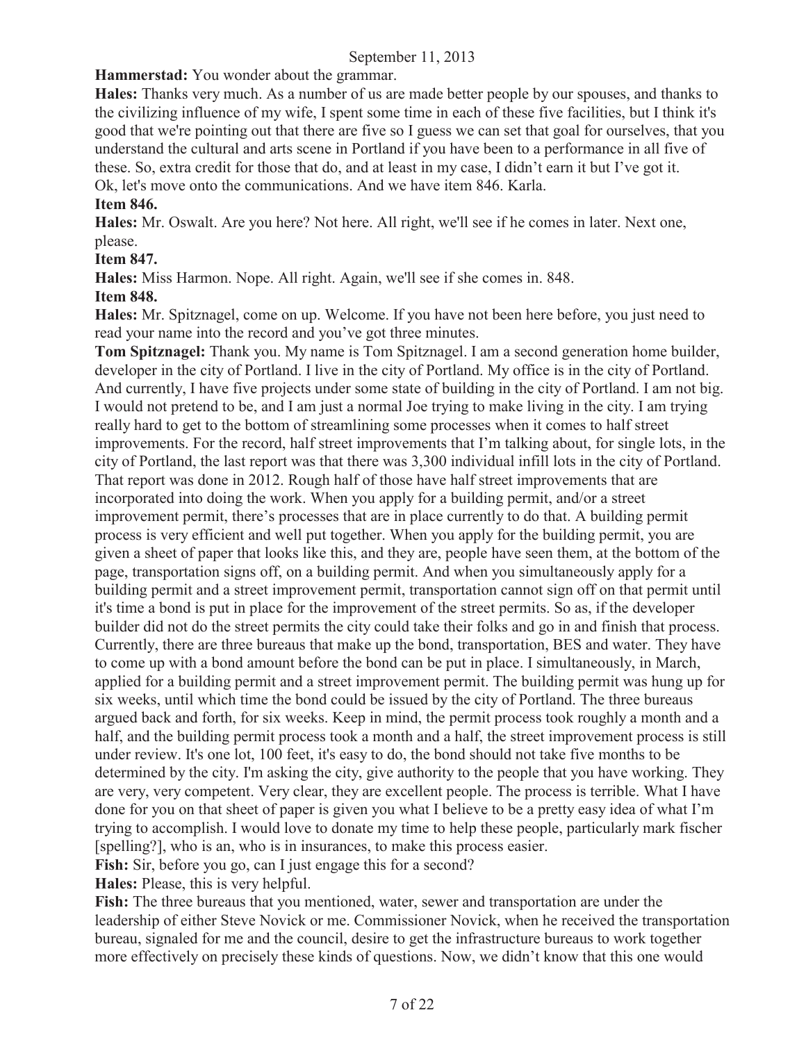**Hammerstad:** You wonder about the grammar.

**Hales:** Thanks very much. As a number of us are made better people by our spouses, and thanks to the civilizing influence of my wife, I spent some time in each of these five facilities, but I think it's good that we're pointing out that there are five so I guess we can set that goal for ourselves, that you understand the cultural and arts scene in Portland if you have been to a performance in all five of these. So, extra credit for those that do, and at least in my case, I didn't earn it but I've got it. Ok, let's move onto the communications. And we have item 846. Karla.

**Item 846.**

**Hales:** Mr. Oswalt. Are you here? Not here. All right, we'll see if he comes in later. Next one, please.

**Item 847.**

**Hales:** Miss Harmon. Nope. All right. Again, we'll see if she comes in. 848.

**Item 848.**

**Hales:** Mr. Spitznagel, come on up. Welcome. If you have not been here before, you just need to read your name into the record and you've got three minutes.

**Tom Spitznagel:** Thank you. My name is Tom Spitznagel. I am a second generation home builder, developer in the city of Portland. I live in the city of Portland. My office is in the city of Portland. And currently, I have five projects under some state of building in the city of Portland. I am not big. I would not pretend to be, and I am just a normal Joe trying to make living in the city. I am trying really hard to get to the bottom of streamlining some processes when it comes to half street improvements. For the record, half street improvements that I'm talking about, for single lots, in the city of Portland, the last report was that there was 3,300 individual infill lots in the city of Portland. That report was done in 2012. Rough half of those have half street improvements that are incorporated into doing the work. When you apply for a building permit, and/or a street improvement permit, there's processes that are in place currently to do that. A building permit process is very efficient and well put together. When you apply for the building permit, you are given a sheet of paper that looks like this, and they are, people have seen them, at the bottom of the page, transportation signs off, on a building permit. And when you simultaneously apply for a building permit and a street improvement permit, transportation cannot sign off on that permit until it's time a bond is put in place for the improvement of the street permits. So as, if the developer builder did not do the street permits the city could take their folks and go in and finish that process. Currently, there are three bureaus that make up the bond, transportation, BES and water. They have to come up with a bond amount before the bond can be put in place. I simultaneously, in March, applied for a building permit and a street improvement permit. The building permit was hung up for six weeks, until which time the bond could be issued by the city of Portland. The three bureaus argued back and forth, for six weeks. Keep in mind, the permit process took roughly a month and a half, and the building permit process took a month and a half, the street improvement process is still under review. It's one lot, 100 feet, it's easy to do, the bond should not take five months to be determined by the city. I'm asking the city, give authority to the people that you have working. They are very, very competent. Very clear, they are excellent people. The process is terrible. What I have done for you on that sheet of paper is given you what I believe to be a pretty easy idea of what I'm trying to accomplish. I would love to donate my time to help these people, particularly mark fischer [spelling?], who is an, who is in insurances, to make this process easier.

**Fish:** Sir, before you go, can I just engage this for a second?

**Hales:** Please, this is very helpful.

**Fish:** The three bureaus that you mentioned, water, sewer and transportation are under the leadership of either Steve Novick or me. Commissioner Novick, when he received the transportation bureau, signaled for me and the council, desire to get the infrastructure bureaus to work together more effectively on precisely these kinds of questions. Now, we didn't know that this one would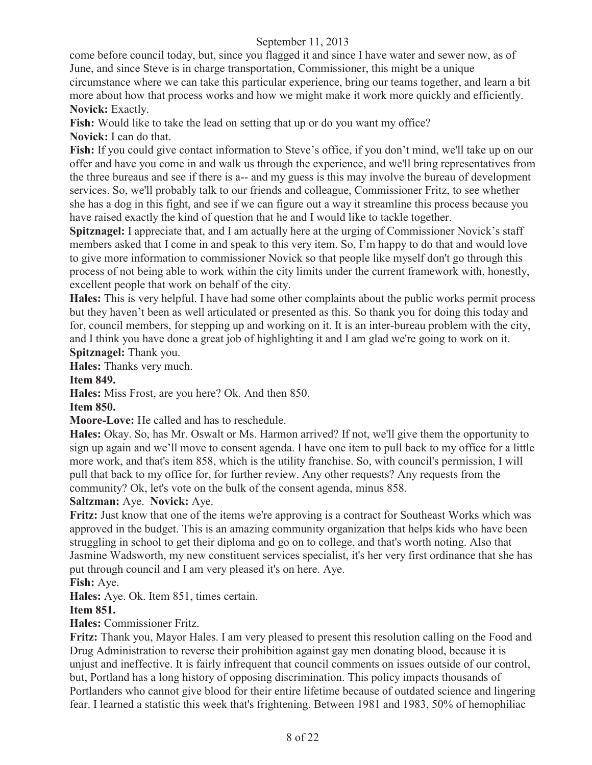come before council today, but, since you flagged it and since I have water and sewer now, as of June, and since Steve is in charge transportation, Commissioner, this might be a unique circumstance where we can take this particular experience, bring our teams together, and learn a bit more about how that process works and how we might make it work more quickly and efficiently.

**Novick:** Exactly.

**Fish:** Would like to take the lead on setting that up or do you want my office?

**Novick:** I can do that.

**Fish:** If you could give contact information to Steve's office, if you don't mind, we'll take up on our offer and have you come in and walk us through the experience, and we'll bring representatives from the three bureaus and see if there is a-- and my guess is this may involve the bureau of development services. So, we'll probably talk to our friends and colleague, Commissioner Fritz, to see whether she has a dog in this fight, and see if we can figure out a way it streamline this process because you have raised exactly the kind of question that he and I would like to tackle together.

**Spitznagel:** I appreciate that, and I am actually here at the urging of Commissioner Novick's staff members asked that I come in and speak to this very item. So, I'm happy to do that and would love to give more information to commissioner Novick so that people like myself don't go through this process of not being able to work within the city limits under the current framework with, honestly, excellent people that work on behalf of the city.

**Hales:** This is very helpful. I have had some other complaints about the public works permit process but they haven't been as well articulated or presented as this. So thank you for doing this today and for, council members, for stepping up and working on it. It is an inter-bureau problem with the city, and I think you have done a great job of highlighting it and I am glad we're going to work on it.

**Spitznagel:** Thank you.

**Hales:** Thanks very much.

**Item 849.**

**Hales:** Miss Frost, are you here? Ok. And then 850.

**Item 850.**

**Moore-Love:** He called and has to reschedule.

**Hales:** Okay. So, has Mr. Oswalt or Ms. Harmon arrived? If not, we'll give them the opportunity to sign up again and we'll move to consent agenda. I have one item to pull back to my office for a little more work, and that's item 858, which is the utility franchise. So, with council's permission, I will pull that back to my office for, for further review. Any other requests? Any requests from the community? Ok, let's vote on the bulk of the consent agenda, minus 858.

**Saltzman:** Aye. **Novick:** Aye.

**Fritz:** Just know that one of the items we're approving is a contract for Southeast Works which was approved in the budget. This is an amazing community organization that helps kids who have been struggling in school to get their diploma and go on to college, and that's worth noting. Also that Jasmine Wadsworth, my new constituent services specialist, it's her very first ordinance that she has put through council and I am very pleased it's on here. Aye.

**Fish:** Aye.

**Hales:** Aye. Ok. Item 851, times certain.

**Item 851.**

**Hales:** Commissioner Fritz.

**Fritz:** Thank you, Mayor Hales. I am very pleased to present this resolution calling on the Food and Drug Administration to reverse their prohibition against gay men donating blood, because it is unjust and ineffective. It is fairly infrequent that council comments on issues outside of our control, but, Portland has a long history of opposing discrimination. This policy impacts thousands of Portlanders who cannot give blood for their entire lifetime because of outdated science and lingering fear. I learned a statistic this week that's frightening. Between 1981 and 1983, 50% of hemophiliac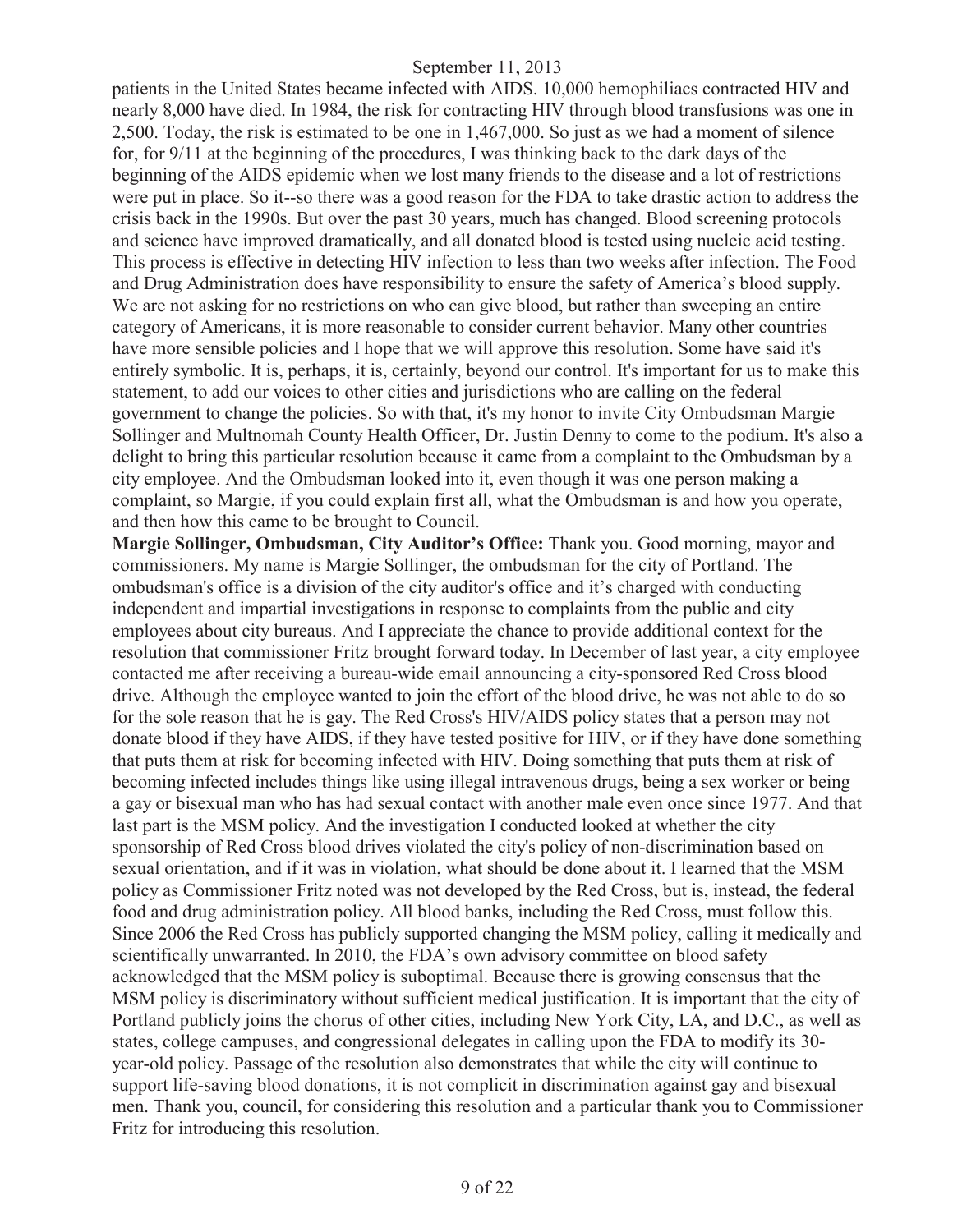patients in the United States became infected with AIDS. 10,000 hemophiliacs contracted HIV and nearly 8,000 have died. In 1984, the risk for contracting HIV through blood transfusions was one in 2,500. Today, the risk is estimated to be one in 1,467,000. So just as we had a moment of silence for, for 9/11 at the beginning of the procedures, I was thinking back to the dark days of the beginning of the AIDS epidemic when we lost many friends to the disease and a lot of restrictions were put in place. So it--so there was a good reason for the FDA to take drastic action to address the crisis back in the 1990s. But over the past 30 years, much has changed. Blood screening protocols and science have improved dramatically, and all donated blood is tested using nucleic acid testing. This process is effective in detecting HIV infection to less than two weeks after infection. The Food and Drug Administration does have responsibility to ensure the safety of America's blood supply. We are not asking for no restrictions on who can give blood, but rather than sweeping an entire category of Americans, it is more reasonable to consider current behavior. Many other countries have more sensible policies and I hope that we will approve this resolution. Some have said it's entirely symbolic. It is, perhaps, it is, certainly, beyond our control. It's important for us to make this statement, to add our voices to other cities and jurisdictions who are calling on the federal government to change the policies. So with that, it's my honor to invite City Ombudsman Margie Sollinger and Multnomah County Health Officer, Dr. Justin Denny to come to the podium. It's also a delight to bring this particular resolution because it came from a complaint to the Ombudsman by a city employee. And the Ombudsman looked into it, even though it was one person making a complaint, so Margie, if you could explain first all, what the Ombudsman is and how you operate, and then how this came to be brought to Council.

**Margie Sollinger, Ombudsman, City Auditor's Office:** Thank you. Good morning, mayor and commissioners. My name is Margie Sollinger, the ombudsman for the city of Portland. The ombudsman's office is a division of the city auditor's office and it's charged with conducting independent and impartial investigations in response to complaints from the public and city employees about city bureaus. And I appreciate the chance to provide additional context for the resolution that commissioner Fritz brought forward today. In December of last year, a city employee contacted me after receiving a bureau-wide email announcing a city-sponsored Red Cross blood drive. Although the employee wanted to join the effort of the blood drive, he was not able to do so for the sole reason that he is gay. The Red Cross's HIV/AIDS policy states that a person may not donate blood if they have AIDS, if they have tested positive for HIV, or if they have done something that puts them at risk for becoming infected with HIV. Doing something that puts them at risk of becoming infected includes things like using illegal intravenous drugs, being a sex worker or being a gay or bisexual man who has had sexual contact with another male even once since 1977. And that last part is the MSM policy. And the investigation I conducted looked at whether the city sponsorship of Red Cross blood drives violated the city's policy of non-discrimination based on sexual orientation, and if it was in violation, what should be done about it. I learned that the MSM policy as Commissioner Fritz noted was not developed by the Red Cross, but is, instead, the federal food and drug administration policy. All blood banks, including the Red Cross, must follow this. Since 2006 the Red Cross has publicly supported changing the MSM policy, calling it medically and scientifically unwarranted. In 2010, the FDA's own advisory committee on blood safety acknowledged that the MSM policy is suboptimal. Because there is growing consensus that the MSM policy is discriminatory without sufficient medical justification. It is important that the city of Portland publicly joins the chorus of other cities, including New York City, LA, and D.C., as well as states, college campuses, and congressional delegates in calling upon the FDA to modify its 30-year-old policy. Passage of the resolution also demonstrates that while the city will continue to support life-saving blood donations, it is not complicit in discrimination against gay and bisexual men. Thank you, council, for considering this resolution and a particular thank you to Commissioner Fritz for introducing this resolution.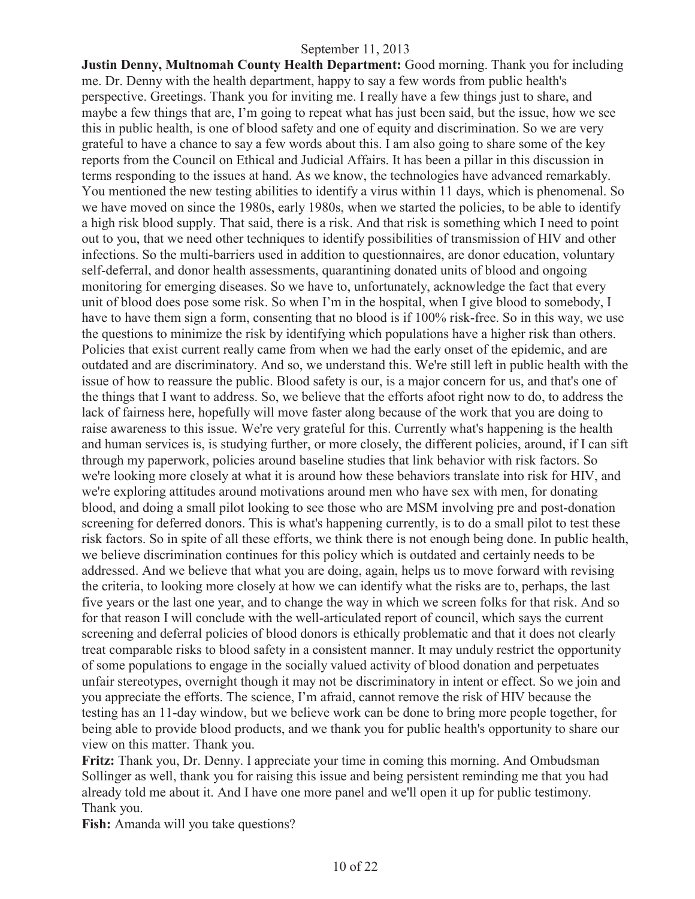**Justin Denny, Multnomah County Health Department:** Good morning. Thank you for including me. Dr. Denny with the health department, happy to say a few words from public health's perspective. Greetings. Thank you for inviting me. I really have a few things just to share, and maybe a few things that are, I'm going to repeat what has just been said, but the issue, how we see this in public health, is one of blood safety and one of equity and discrimination. So we are very grateful to have a chance to say a few words about this. I am also going to share some of the key reports from the Council on Ethical and Judicial Affairs. It has been a pillar in this discussion in terms responding to the issues at hand. As we know, the technologies have advanced remarkably. You mentioned the new testing abilities to identify a virus within 11 days, which is phenomenal. So we have moved on since the 1980s, early 1980s, when we started the policies, to be able to identify a high risk blood supply. That said, there is a risk. And that risk is something which I need to point out to you, that we need other techniques to identify possibilities of transmission of HIV and other infections. So the multi-barriers used in addition to questionnaires, are donor education, voluntary self-deferral, and donor health assessments, quarantining donated units of blood and ongoing monitoring for emerging diseases. So we have to, unfortunately, acknowledge the fact that every unit of blood does pose some risk. So when I'm in the hospital, when I give blood to somebody, I have to have them sign a form, consenting that no blood is if 100% risk-free. So in this way, we use the questions to minimize the risk by identifying which populations have a higher risk than others. Policies that exist current really came from when we had the early onset of the epidemic, and are outdated and are discriminatory. And so, we understand this. We're still left in public health with the issue of how to reassure the public. Blood safety is our, is a major concern for us, and that's one of the things that I want to address. So, we believe that the efforts afoot right now to do, to address the lack of fairness here, hopefully will move faster along because of the work that you are doing to raise awareness to this issue. We're very grateful for this. Currently what's happening is the health and human services is, is studying further, or more closely, the different policies, around, if I can sift through my paperwork, policies around baseline studies that link behavior with risk factors. So we're looking more closely at what it is around how these behaviors translate into risk for HIV, and we're exploring attitudes around motivations around men who have sex with men, for donating blood, and doing a small pilot looking to see those who are MSM involving pre and post-donation screening for deferred donors. This is what's happening currently, is to do a small pilot to test these risk factors. So in spite of all these efforts, we think there is not enough being done. In public health, we believe discrimination continues for this policy which is outdated and certainly needs to be addressed. And we believe that what you are doing, again, helps us to move forward with revising the criteria, to looking more closely at how we can identify what the risks are to, perhaps, the last five years or the last one year, and to change the way in which we screen folks for that risk. And so for that reason I will conclude with the well-articulated report of council, which says the current screening and deferral policies of blood donors is ethically problematic and that it does not clearly treat comparable risks to blood safety in a consistent manner. It may unduly restrict the opportunity of some populations to engage in the socially valued activity of blood donation and perpetuates unfair stereotypes, overnight though it may not be discriminatory in intent or effect. So we join and you appreciate the efforts. The science, I'm afraid, cannot remove the risk of HIV because the testing has an 11-day window, but we believe work can be done to bring more people together, for being able to provide blood products, and we thank you for public health's opportunity to share our view on this matter. Thank you.

**Fritz:** Thank you, Dr. Denny. I appreciate your time in coming this morning. And Ombudsman Sollinger as well, thank you for raising this issue and being persistent reminding me that you had already told me about it. And I have one more panel and we'll open it up for public testimony. Thank you.

**Fish:** Amanda will you take questions?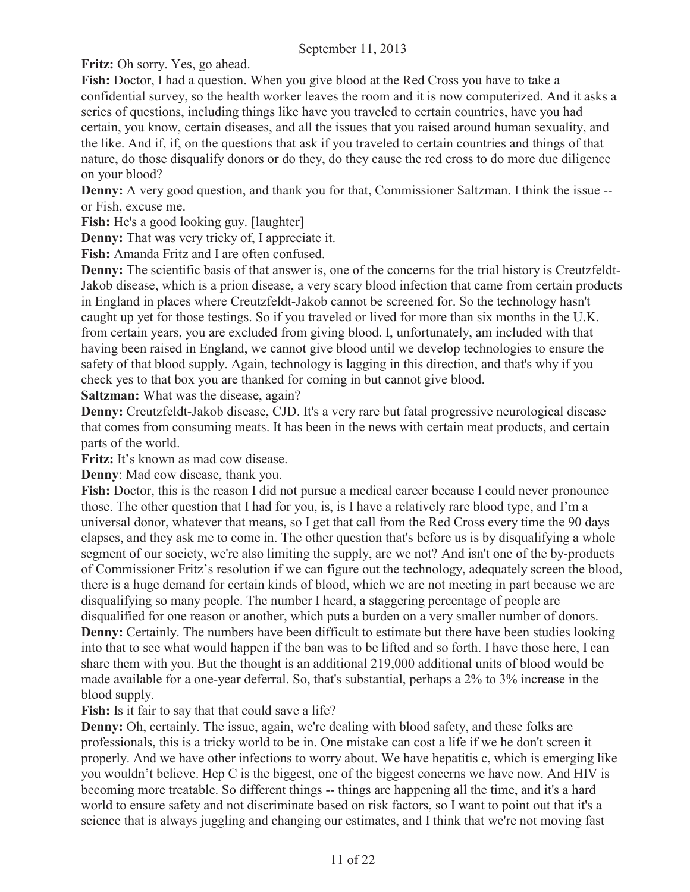**Fritz:** Oh sorry. Yes, go ahead.

**Fish:** Doctor, I had a question. When you give blood at the Red Cross you have to take a confidential survey, so the health worker leaves the room and it is now computerized. And it asks a series of questions, including things like have you traveled to certain countries, have you had certain, you know, certain diseases, and all the issues that you raised around human sexuality, and the like. And if, if, on the questions that ask if you traveled to certain countries and things of that nature, do those disqualify donors or do they, do they cause the red cross to do more due diligence on your blood?

**Denny:** A very good question, and thank you for that, Commissioner Saltzman. I think the issue -- or Fish, excuse me.

**Fish:** He's a good looking guy. [laughter]

**Denny:** That was very tricky of, I appreciate it.

**Fish:** Amanda Fritz and I are often confused.

**Denny:** The scientific basis of that answer is, one of the concerns for the trial history is Creutzfeldt-Jakob disease, which is a prion disease, a very scary blood infection that came from certain products in England in places where Creutzfeldt-Jakob cannot be screened for. So the technology hasn't caught up yet for those testings. So if you traveled or lived for more than six months in the U.K. from certain years, you are excluded from giving blood. I, unfortunately, am included with that having been raised in England, we cannot give blood until we develop technologies to ensure the safety of that blood supply. Again, technology is lagging in this direction, and that's why if you check yes to that box you are thanked for coming in but cannot give blood.

**Saltzman:** What was the disease, again?

**Denny:** Creutzfeldt-Jakob disease, CJD. It's a very rare but fatal progressive neurological disease that comes from consuming meats. It has been in the news with certain meat products, and certain parts of the world.

**Fritz:** It's known as mad cow disease.

**Denny**: Mad cow disease, thank you.

**Fish:** Doctor, this is the reason I did not pursue a medical career because I could never pronounce those. The other question that I had for you, is, is I have a relatively rare blood type, and I'm a universal donor, whatever that means, so I get that call from the Red Cross every time the 90 days elapses, and they ask me to come in. The other question that's before us is by disqualifying a whole segment of our society, we're also limiting the supply, are we not? And isn't one of the by-products of Commissioner Fritz's resolution if we can figure out the technology, adequately screen the blood, there is a huge demand for certain kinds of blood, which we are not meeting in part because we are disqualifying so many people. The number I heard, a staggering percentage of people are disqualified for one reason or another, which puts a burden on a very smaller number of donors.

**Denny:** Certainly. The numbers have been difficult to estimate but there have been studies looking into that to see what would happen if the ban was to be lifted and so forth. I have those here, I can share them with you. But the thought is an additional 219,000 additional units of blood would be made available for a one-year deferral. So, that's substantial, perhaps a 2% to 3% increase in the blood supply.

**Fish:** Is it fair to say that that could save a life?

**Denny:** Oh, certainly. The issue, again, we're dealing with blood safety, and these folks are professionals, this is a tricky world to be in. One mistake can cost a life if we he don't screen it properly. And we have other infections to worry about. We have hepatitis c, which is emerging like you wouldn't believe. Hep C is the biggest, one of the biggest concerns we have now. And HIV is becoming more treatable. So different things -- things are happening all the time, and it's a hard world to ensure safety and not discriminate based on risk factors, so I want to point out that it's a science that is always juggling and changing our estimates, and I think that we're not moving fast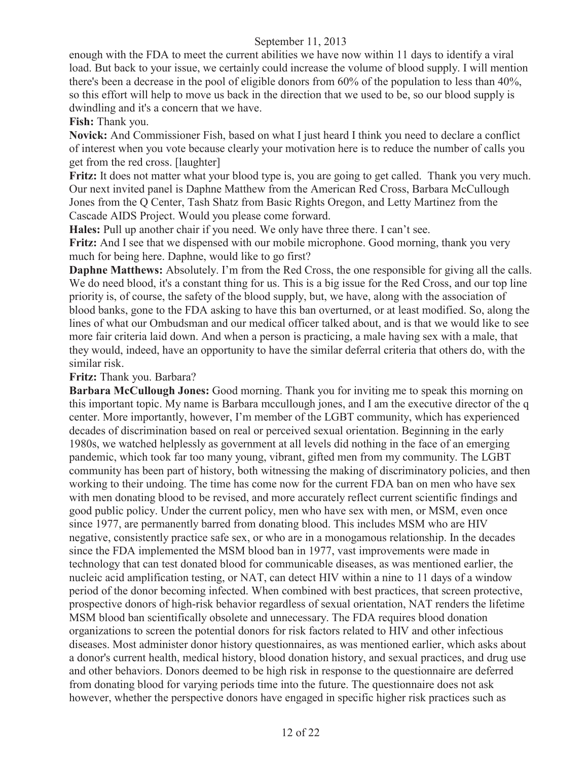enough with the FDA to meet the current abilities we have now within 11 days to identify a viral load. But back to your issue, we certainly could increase the volume of blood supply. I will mention there's been a decrease in the pool of eligible donors from 60% of the population to less than 40%, so this effort will help to move us back in the direction that we used to be, so our blood supply is dwindling and it's a concern that we have.

**Fish:** Thank you.

**Novick:** And Commissioner Fish, based on what I just heard I think you need to declare a conflict of interest when you vote because clearly your motivation here is to reduce the number of calls you get from the red cross. [laughter]

**Fritz:** It does not matter what your blood type is, you are going to get called. Thank you very much. Our next invited panel is Daphne Matthew from the American Red Cross, Barbara McCullough Jones from the Q Center, Tash Shatz from Basic Rights Oregon, and Letty Martinez from the Cascade AIDS Project. Would you please come forward.

**Hales:** Pull up another chair if you need. We only have three there. I can't see.

**Fritz:** And I see that we dispensed with our mobile microphone. Good morning, thank you very much for being here. Daphne, would like to go first?

**Daphne Matthews:** Absolutely. I'm from the Red Cross, the one responsible for giving all the calls. We do need blood, it's a constant thing for us. This is a big issue for the Red Cross, and our top line priority is, of course, the safety of the blood supply, but, we have, along with the association of blood banks, gone to the FDA asking to have this ban overturned, or at least modified. So, along the lines of what our Ombudsman and our medical officer talked about, and is that we would like to see more fair criteria laid down. And when a person is practicing, a male having sex with a male, that they would, indeed, have an opportunity to have the similar deferral criteria that others do, with the similar risk.

**Fritz:** Thank you. Barbara?

**Barbara McCullough Jones:** Good morning. Thank you for inviting me to speak this morning on this important topic. My name is Barbara mccullough jones, and I am the executive director of the q center. More importantly, however, I'm member of the LGBT community, which has experienced decades of discrimination based on real or perceived sexual orientation. Beginning in the early 1980s, we watched helplessly as government at all levels did nothing in the face of an emerging pandemic, which took far too many young, vibrant, gifted men from my community. The LGBT community has been part of history, both witnessing the making of discriminatory policies, and then working to their undoing. The time has come now for the current FDA ban on men who have sex with men donating blood to be revised, and more accurately reflect current scientific findings and good public policy. Under the current policy, men who have sex with men, or MSM, even once since 1977, are permanently barred from donating blood. This includes MSM who are HIV negative, consistently practice safe sex, or who are in a monogamous relationship. In the decades since the FDA implemented the MSM blood ban in 1977, vast improvements were made in technology that can test donated blood for communicable diseases, as was mentioned earlier, the nucleic acid amplification testing, or NAT, can detect HIV within a nine to 11 days of a window period of the donor becoming infected. When combined with best practices, that screen protective, prospective donors of high-risk behavior regardless of sexual orientation, NAT renders the lifetime MSM blood ban scientifically obsolete and unnecessary. The FDA requires blood donation organizations to screen the potential donors for risk factors related to HIV and other infectious diseases. Most administer donor history questionnaires, as was mentioned earlier, which asks about a donor's current health, medical history, blood donation history, and sexual practices, and drug use and other behaviors. Donors deemed to be high risk in response to the questionnaire are deferred from donating blood for varying periods time into the future. The questionnaire does not ask however, whether the perspective donors have engaged in specific higher risk practices such as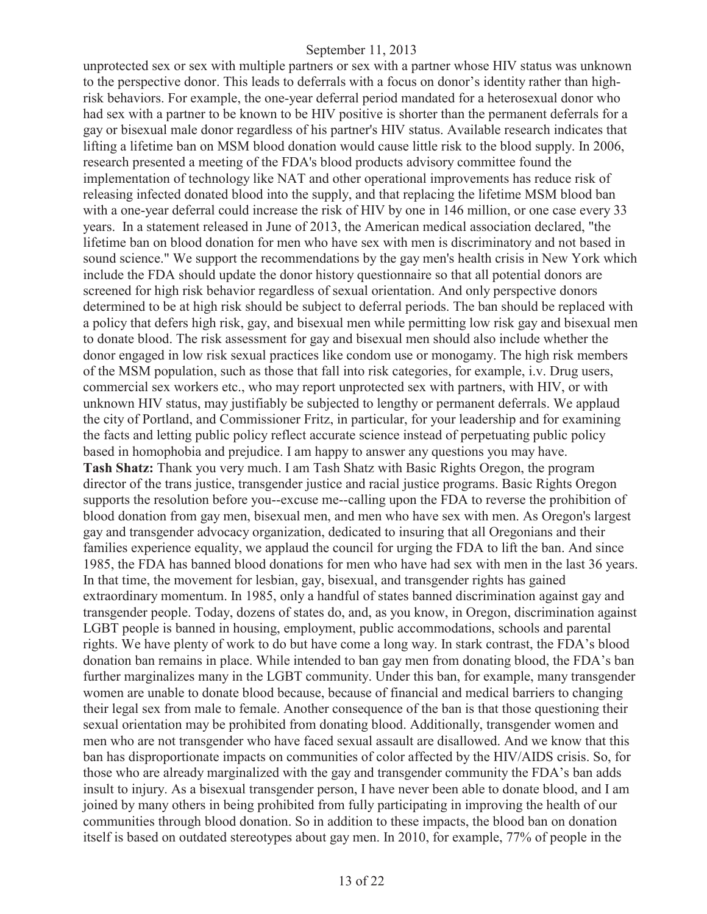unprotected sex or sex with multiple partners or sex with a partner whose HIV status was unknown to the perspective donor. This leads to deferrals with a focus on donor's identity rather than high-risk behaviors. For example, the one-year deferral period mandated for a heterosexual donor who had sex with a partner to be known to be HIV positive is shorter than the permanent deferrals for a gay or bisexual male donor regardless of his partner's HIV status. Available research indicates that lifting a lifetime ban on MSM blood donation would cause little risk to the blood supply. In 2006, research presented a meeting of the FDA's blood products advisory committee found the implementation of technology like NAT and other operational improvements has reduce risk of releasing infected donated blood into the supply, and that replacing the lifetime MSM blood ban with a one-year deferral could increase the risk of HIV by one in 146 million, or one case every 33 years. In a statement released in June of 2013, the American medical association declared, "the lifetime ban on blood donation for men who have sex with men is discriminatory and not based in sound science." We support the recommendations by the gay men's health crisis in New York which include the FDA should update the donor history questionnaire so that all potential donors are screened for high risk behavior regardless of sexual orientation. And only perspective donors determined to be at high risk should be subject to deferral periods. The ban should be replaced with a policy that defers high risk, gay, and bisexual men while permitting low risk gay and bisexual men to donate blood. The risk assessment for gay and bisexual men should also include whether the donor engaged in low risk sexual practices like condom use or monogamy. The high risk members of the MSM population, such as those that fall into risk categories, for example, i.v. Drug users, commercial sex workers etc., who may report unprotected sex with partners, with HIV, or with unknown HIV status, may justifiably be subjected to lengthy or permanent deferrals. We applaud the city of Portland, and Commissioner Fritz, in particular, for your leadership and for examining the facts and letting public policy reflect accurate science instead of perpetuating public policy based in homophobia and prejudice. I am happy to answer any questions you may have.

**Tash Shatz:** Thank you very much. I am Tash Shatz with Basic Rights Oregon, the program director of the trans justice, transgender justice and racial justice programs. Basic Rights Oregon supports the resolution before you--excuse me--calling upon the FDA to reverse the prohibition of blood donation from gay men, bisexual men, and men who have sex with men. As Oregon's largest gay and transgender advocacy organization, dedicated to insuring that all Oregonians and their families experience equality, we applaud the council for urging the FDA to lift the ban. And since 1985, the FDA has banned blood donations for men who have had sex with men in the last 36 years. In that time, the movement for lesbian, gay, bisexual, and transgender rights has gained extraordinary momentum. In 1985, only a handful of states banned discrimination against gay and transgender people. Today, dozens of states do, and, as you know, in Oregon, discrimination against LGBT people is banned in housing, employment, public accommodations, schools and parental rights. We have plenty of work to do but have come a long way. In stark contrast, the FDA's blood donation ban remains in place. While intended to ban gay men from donating blood, the FDA's ban further marginalizes many in the LGBT community. Under this ban, for example, many transgender women are unable to donate blood because, because of financial and medical barriers to changing their legal sex from male to female. Another consequence of the ban is that those questioning their sexual orientation may be prohibited from donating blood. Additionally, transgender women and men who are not transgender who have faced sexual assault are disallowed. And we know that this ban has disproportionate impacts on communities of color affected by the HIV/AIDS crisis. So, for those who are already marginalized with the gay and transgender community the FDA's ban adds insult to injury. As a bisexual transgender person, I have never been able to donate blood, and I am joined by many others in being prohibited from fully participating in improving the health of our communities through blood donation. So in addition to these impacts, the blood ban on donation itself is based on outdated stereotypes about gay men. In 2010, for example, 77% of people in the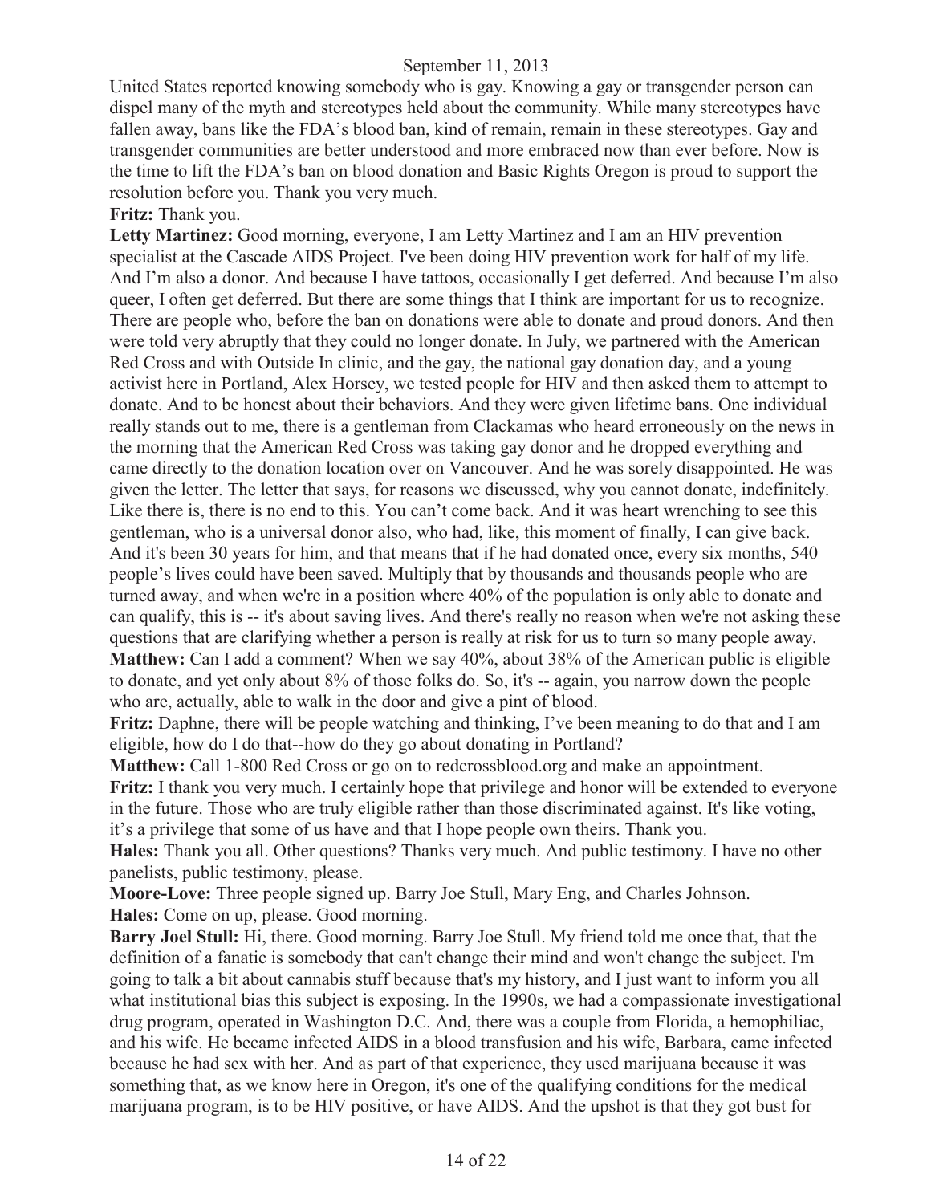United States reported knowing somebody who is gay. Knowing a gay or transgender person can dispel many of the myth and stereotypes held about the community. While many stereotypes have fallen away, bans like the FDA's blood ban, kind of remain, remain in these stereotypes. Gay and transgender communities are better understood and more embraced now than ever before. Now is the time to lift the FDA's ban on blood donation and Basic Rights Oregon is proud to support the resolution before you. Thank you very much.

**Fritz:** Thank you.

**Letty Martinez:** Good morning, everyone, I am Letty Martinez and I am an HIV prevention specialist at the Cascade AIDS Project. I've been doing HIV prevention work for half of my life. And I'm also a donor. And because I have tattoos, occasionally I get deferred. And because I'm also queer, I often get deferred. But there are some things that I think are important for us to recognize. There are people who, before the ban on donations were able to donate and proud donors. And then were told very abruptly that they could no longer donate. In July, we partnered with the American Red Cross and with Outside In clinic, and the gay, the national gay donation day, and a young activist here in Portland, Alex Horsey, we tested people for HIV and then asked them to attempt to donate. And to be honest about their behaviors. And they were given lifetime bans. One individual really stands out to me, there is a gentleman from Clackamas who heard erroneously on the news in the morning that the American Red Cross was taking gay donor and he dropped everything and came directly to the donation location over on Vancouver. And he was sorely disappointed. He was given the letter. The letter that says, for reasons we discussed, why you cannot donate, indefinitely. Like there is, there is no end to this. You can't come back. And it was heart wrenching to see this gentleman, who is a universal donor also, who had, like, this moment of finally, I can give back. And it's been 30 years for him, and that means that if he had donated once, every six months, 540 people's lives could have been saved. Multiply that by thousands and thousands people who are turned away, and when we're in a position where 40% of the population is only able to donate and can qualify, this is -- it's about saving lives. And there's really no reason when we're not asking these questions that are clarifying whether a person is really at risk for us to turn so many people away.

**Matthew:** Can I add a comment? When we say 40%, about 38% of the American public is eligible to donate, and yet only about 8% of those folks do. So, it's -- again, you narrow down the people who are, actually, able to walk in the door and give a pint of blood.

**Fritz:** Daphne, there will be people watching and thinking, I've been meaning to do that and I am eligible, how do I do that--how do they go about donating in Portland?

**Matthew:** Call 1-800 Red Cross or go on to redcrossblood.org and make an appointment.

**Fritz:** I thank you very much. I certainly hope that privilege and honor will be extended to everyone in the future. Those who are truly eligible rather than those discriminated against. It's like voting, it's a privilege that some of us have and that I hope people own theirs. Thank you.

**Hales:** Thank you all. Other questions? Thanks very much. And public testimony. I have no other panelists, public testimony, please.

**Moore-Love:** Three people signed up. Barry Joe Stull, Mary Eng, and Charles Johnson.

**Hales:** Come on up, please. Good morning.

**Barry Joel Stull:** Hi, there. Good morning. Barry Joe Stull. My friend told me once that, that the definition of a fanatic is somebody that can't change their mind and won't change the subject. I'm going to talk a bit about cannabis stuff because that's my history, and I just want to inform you all what institutional bias this subject is exposing. In the 1990s, we had a compassionate investigational drug program, operated in Washington D.C. And, there was a couple from Florida, a hemophiliac, and his wife. He became infected AIDS in a blood transfusion and his wife, Barbara, came infected because he had sex with her. And as part of that experience, they used marijuana because it was something that, as we know here in Oregon, it's one of the qualifying conditions for the medical marijuana program, is to be HIV positive, or have AIDS. And the upshot is that they got bust for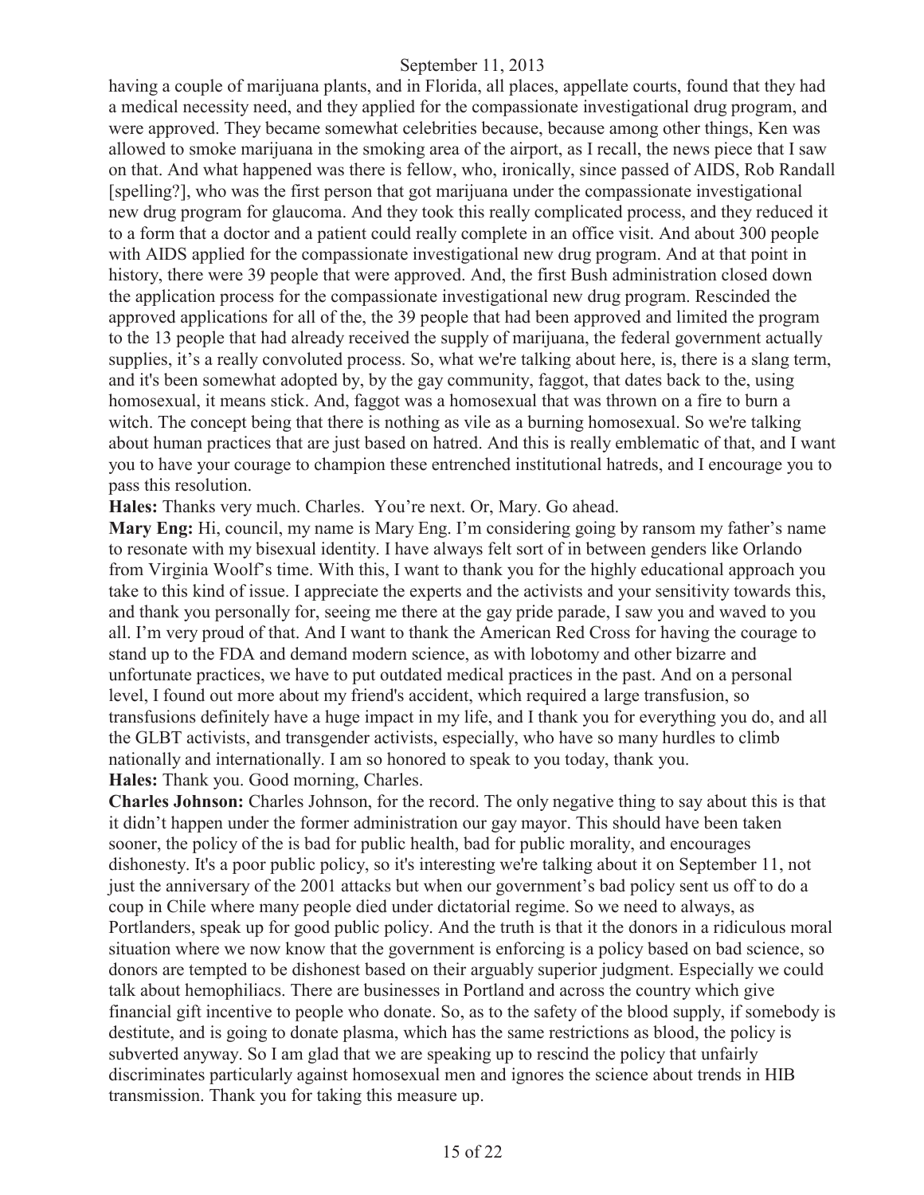having a couple of marijuana plants, and in Florida, all places, appellate courts, found that they had a medical necessity need, and they applied for the compassionate investigational drug program, and were approved. They became somewhat celebrities because, because among other things, Ken was allowed to smoke marijuana in the smoking area of the airport, as I recall, the news piece that I saw on that. And what happened was there is fellow, who, ironically, since passed of AIDS, Rob Randall [spelling?], who was the first person that got marijuana under the compassionate investigational new drug program for glaucoma. And they took this really complicated process, and they reduced it to a form that a doctor and a patient could really complete in an office visit. And about 300 people with AIDS applied for the compassionate investigational new drug program. And at that point in history, there were 39 people that were approved. And, the first Bush administration closed down the application process for the compassionate investigational new drug program. Rescinded the approved applications for all of the, the 39 people that had been approved and limited the program to the 13 people that had already received the supply of marijuana, the federal government actually supplies, it's a really convoluted process. So, what we're talking about here, is, there is a slang term, and it's been somewhat adopted by, by the gay community, faggot, that dates back to the, using homosexual, it means stick. And, faggot was a homosexual that was thrown on a fire to burn a witch. The concept being that there is nothing as vile as a burning homosexual. So we're talking about human practices that are just based on hatred. And this is really emblematic of that, and I want you to have your courage to champion these entrenched institutional hatreds, and I encourage you to pass this resolution.

**Hales:** Thanks very much. Charles. You're next. Or, Mary. Go ahead.

**Mary Eng:** Hi, council, my name is Mary Eng. I'm considering going by ransom my father's name to resonate with my bisexual identity. I have always felt sort of in between genders like Orlando from Virginia Woolf's time. With this, I want to thank you for the highly educational approach you take to this kind of issue. I appreciate the experts and the activists and your sensitivity towards this, and thank you personally for, seeing me there at the gay pride parade, I saw you and waved to you all. I'm very proud of that. And I want to thank the American Red Cross for having the courage to stand up to the FDA and demand modern science, as with lobotomy and other bizarre and unfortunate practices, we have to put outdated medical practices in the past. And on a personal level, I found out more about my friend's accident, which required a large transfusion, so transfusions definitely have a huge impact in my life, and I thank you for everything you do, and all the GLBT activists, and transgender activists, especially, who have so many hurdles to climb nationally and internationally. I am so honored to speak to you today, thank you.

**Hales:** Thank you. Good morning, Charles.

**Charles Johnson:** Charles Johnson, for the record. The only negative thing to say about this is that it didn't happen under the former administration our gay mayor. This should have been taken sooner, the policy of the is bad for public health, bad for public morality, and encourages dishonesty. It's a poor public policy, so it's interesting we're talking about it on September 11, not just the anniversary of the 2001 attacks but when our government's bad policy sent us off to do a coup in Chile where many people died under dictatorial regime. So we need to always, as Portlanders, speak up for good public policy. And the truth is that it the donors in a ridiculous moral situation where we now know that the government is enforcing is a policy based on bad science, so donors are tempted to be dishonest based on their arguably superior judgment. Especially we could talk about hemophiliacs. There are businesses in Portland and across the country which give financial gift incentive to people who donate. So, as to the safety of the blood supply, if somebody is destitute, and is going to donate plasma, which has the same restrictions as blood, the policy is subverted anyway. So I am glad that we are speaking up to rescind the policy that unfairly discriminates particularly against homosexual men and ignores the science about trends in HIB transmission. Thank you for taking this measure up.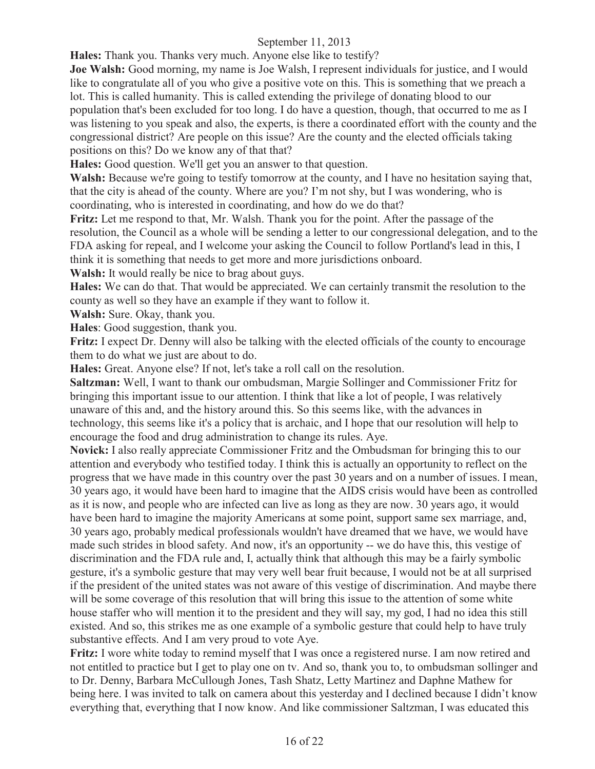**Hales:** Thank you. Thanks very much. Anyone else like to testify?

**Joe Walsh:** Good morning, my name is Joe Walsh, I represent individuals for justice, and I would like to congratulate all of you who give a positive vote on this. This is something that we preach a lot. This is called humanity. This is called extending the privilege of donating blood to our population that's been excluded for too long. I do have a question, though, that occurred to me as I was listening to you speak and also, the experts, is there a coordinated effort with the county and the congressional district? Are people on this issue? Are the county and the elected officials taking positions on this? Do we know any of that that?

**Hales:** Good question. We'll get you an answer to that question.

**Walsh:** Because we're going to testify tomorrow at the county, and I have no hesitation saying that, that the city is ahead of the county. Where are you? I'm not shy, but I was wondering, who is coordinating, who is interested in coordinating, and how do we do that?

**Fritz:** Let me respond to that, Mr. Walsh. Thank you for the point. After the passage of the resolution, the Council as a whole will be sending a letter to our congressional delegation, and to the FDA asking for repeal, and I welcome your asking the Council to follow Portland's lead in this, I think it is something that needs to get more and more jurisdictions onboard.

**Walsh:** It would really be nice to brag about guys.

**Hales:** We can do that. That would be appreciated. We can certainly transmit the resolution to the county as well so they have an example if they want to follow it.

**Walsh:** Sure. Okay, thank you.

**Hales**: Good suggestion, thank you.

**Fritz:** I expect Dr. Denny will also be talking with the elected officials of the county to encourage them to do what we just are about to do.

**Hales:** Great. Anyone else? If not, let's take a roll call on the resolution.

**Saltzman:** Well, I want to thank our ombudsman, Margie Sollinger and Commissioner Fritz for bringing this important issue to our attention. I think that like a lot of people, I was relatively unaware of this and, and the history around this. So this seems like, with the advances in technology, this seems like it's a policy that is archaic, and I hope that our resolution will help to encourage the food and drug administration to change its rules. Aye.

**Novick:** I also really appreciate Commissioner Fritz and the Ombudsman for bringing this to our attention and everybody who testified today. I think this is actually an opportunity to reflect on the progress that we have made in this country over the past 30 years and on a number of issues. I mean, 30 years ago, it would have been hard to imagine that the AIDS crisis would have been as controlled as it is now, and people who are infected can live as long as they are now. 30 years ago, it would have been hard to imagine the majority Americans at some point, support same sex marriage, and, 30 years ago, probably medical professionals wouldn't have dreamed that we have, we would have made such strides in blood safety. And now, it's an opportunity -- we do have this, this vestige of discrimination and the FDA rule and, I, actually think that although this may be a fairly symbolic gesture, it's a symbolic gesture that may very well bear fruit because, I would not be at all surprised if the president of the united states was not aware of this vestige of discrimination. And maybe there will be some coverage of this resolution that will bring this issue to the attention of some white house staffer who will mention it to the president and they will say, my god, I had no idea this still existed. And so, this strikes me as one example of a symbolic gesture that could help to have truly substantive effects. And I am very proud to vote Aye.

**Fritz:** I wore white today to remind myself that I was once a registered nurse. I am now retired and not entitled to practice but I get to play one on tv. And so, thank you to, to ombudsman sollinger and to Dr. Denny, Barbara McCullough Jones, Tash Shatz, Letty Martinez and Daphne Mathew for being here. I was invited to talk on camera about this yesterday and I declined because I didn't know everything that, everything that I now know. And like commissioner Saltzman, I was educated this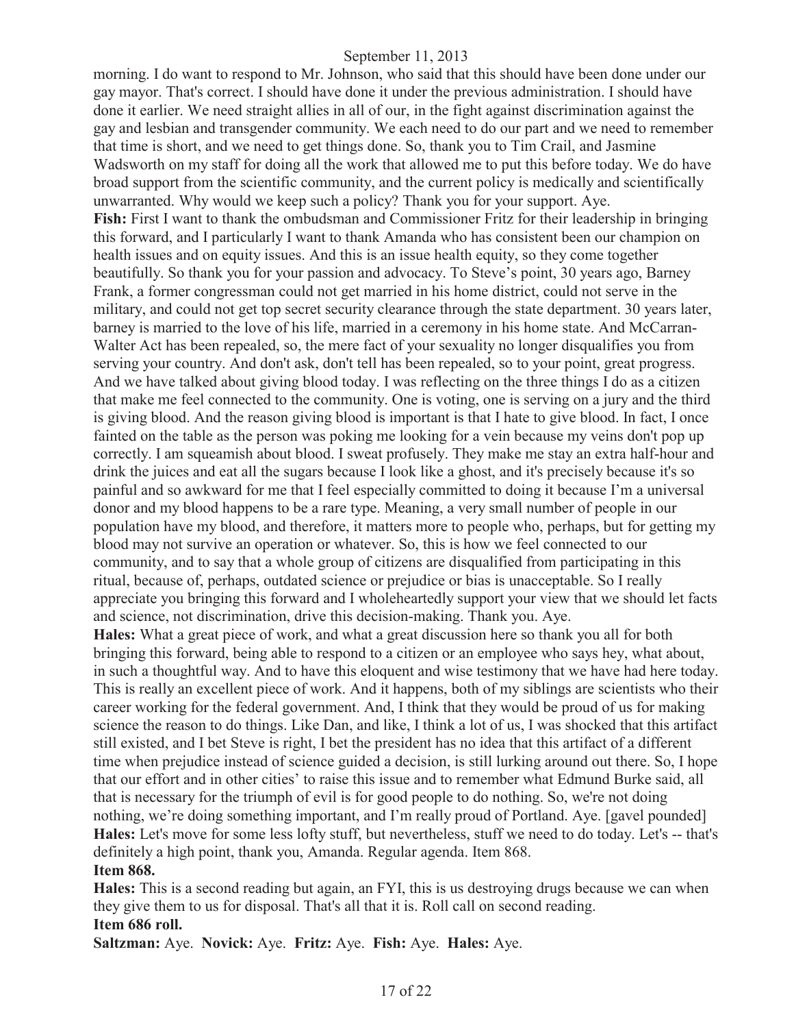morning. I do want to respond to Mr. Johnson, who said that this should have been done under our gay mayor. That's correct. I should have done it under the previous administration. I should have done it earlier. We need straight allies in all of our, in the fight against discrimination against the gay and lesbian and transgender community. We each need to do our part and we need to remember that time is short, and we need to get things done. So, thank you to Tim Crail, and Jasmine Wadsworth on my staff for doing all the work that allowed me to put this before today. We do have broad support from the scientific community, and the current policy is medically and scientifically unwarranted. Why would we keep such a policy? Thank you for your support. Aye.

**Fish:** First I want to thank the ombudsman and Commissioner Fritz for their leadership in bringing this forward, and I particularly I want to thank Amanda who has consistent been our champion on health issues and on equity issues. And this is an issue health equity, so they come together beautifully. So thank you for your passion and advocacy. To Steve's point, 30 years ago, Barney Frank, a former congressman could not get married in his home district, could not serve in the military, and could not get top secret security clearance through the state department. 30 years later, barney is married to the love of his life, married in a ceremony in his home state. And McCarran-Walter Act has been repealed, so, the mere fact of your sexuality no longer disqualifies you from serving your country. And don't ask, don't tell has been repealed, so to your point, great progress. And we have talked about giving blood today. I was reflecting on the three things I do as a citizen that make me feel connected to the community. One is voting, one is serving on a jury and the third is giving blood. And the reason giving blood is important is that I hate to give blood. In fact, I once fainted on the table as the person was poking me looking for a vein because my veins don't pop up correctly. I am squeamish about blood. I sweat profusely. They make me stay an extra half-hour and drink the juices and eat all the sugars because I look like a ghost, and it's precisely because it's so painful and so awkward for me that I feel especially committed to doing it because I'm a universal donor and my blood happens to be a rare type. Meaning, a very small number of people in our population have my blood, and therefore, it matters more to people who, perhaps, but for getting my blood may not survive an operation or whatever. So, this is how we feel connected to our community, and to say that a whole group of citizens are disqualified from participating in this ritual, because of, perhaps, outdated science or prejudice or bias is unacceptable. So I really appreciate you bringing this forward and I wholeheartedly support your view that we should let facts and science, not discrimination, drive this decision-making. Thank you. Aye.

**Hales:** What a great piece of work, and what a great discussion here so thank you all for both bringing this forward, being able to respond to a citizen or an employee who says hey, what about, in such a thoughtful way. And to have this eloquent and wise testimony that we have had here today. This is really an excellent piece of work. And it happens, both of my siblings are scientists who their career working for the federal government. And, I think that they would be proud of us for making science the reason to do things. Like Dan, and like, I think a lot of us, I was shocked that this artifact still existed, and I bet Steve is right, I bet the president has no idea that this artifact of a different time when prejudice instead of science guided a decision, is still lurking around out there. So, I hope that our effort and in other cities' to raise this issue and to remember what Edmund Burke said, all that is necessary for the triumph of evil is for good people to do nothing. So, we're not doing nothing, we're doing something important, and I'm really proud of Portland. Aye. [gavel pounded]

**Hales:** Let's move for some less lofty stuff, but nevertheless, stuff we need to do today. Let's -- that's definitely a high point, thank you, Amanda. Regular agenda. Item 868.

**Item 868.**

**Hales:** This is a second reading but again, an FYI, this is us destroying drugs because we can when they give them to us for disposal. That's all that it is. Roll call on second reading.

**Item 686 roll.**

**Saltzman:** Aye. **Novick:** Aye. **Fritz:** Aye. **Fish:** Aye. **Hales:** Aye.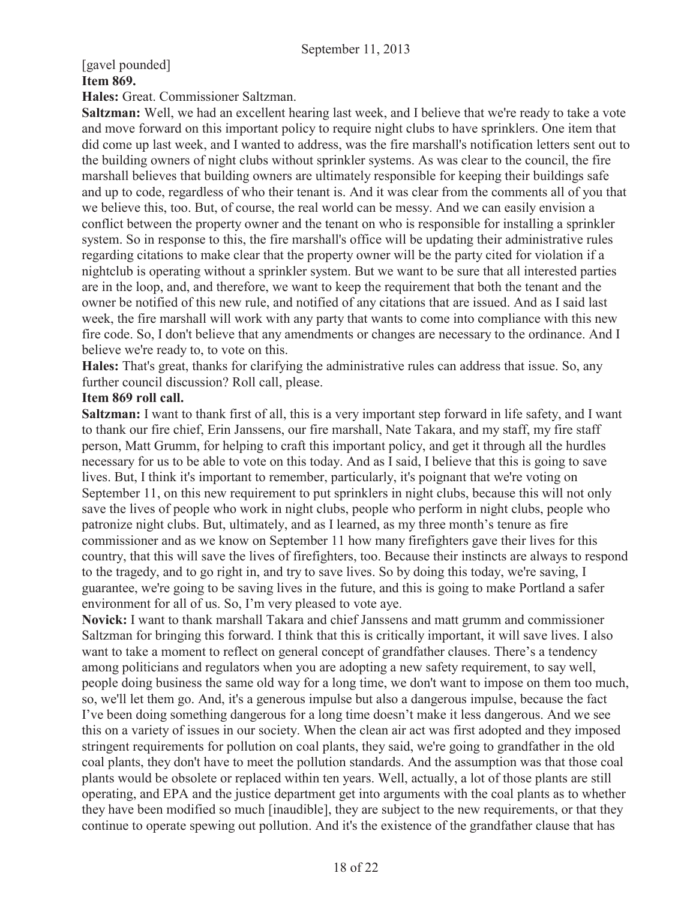[gavel pounded]

**Item 869.**

**Hales:** Great. Commissioner Saltzman.

**Saltzman:** Well, we had an excellent hearing last week, and I believe that we're ready to take a vote and move forward on this important policy to require night clubs to have sprinklers. One item that did come up last week, and I wanted to address, was the fire marshall's notification letters sent out to the building owners of night clubs without sprinkler systems. As was clear to the council, the fire marshall believes that building owners are ultimately responsible for keeping their buildings safe and up to code, regardless of who their tenant is. And it was clear from the comments all of you that we believe this, too. But, of course, the real world can be messy. And we can easily envision a conflict between the property owner and the tenant on who is responsible for installing a sprinkler system. So in response to this, the fire marshall's office will be updating their administrative rules regarding citations to make clear that the property owner will be the party cited for violation if a nightclub is operating without a sprinkler system. But we want to be sure that all interested parties are in the loop, and, and therefore, we want to keep the requirement that both the tenant and the owner be notified of this new rule, and notified of any citations that are issued. And as I said last week, the fire marshall will work with any party that wants to come into compliance with this new fire code. So, I don't believe that any amendments or changes are necessary to the ordinance. And I believe we're ready to, to vote on this.

**Hales:** That's great, thanks for clarifying the administrative rules can address that issue. So, any further council discussion? Roll call, please.

**Item 869 roll call.**

**Saltzman:** I want to thank first of all, this is a very important step forward in life safety, and I want to thank our fire chief, Erin Janssens, our fire marshall, Nate Takara, and my staff, my fire staff person, Matt Grumm, for helping to craft this important policy, and get it through all the hurdles necessary for us to be able to vote on this today. And as I said, I believe that this is going to save lives. But, I think it's important to remember, particularly, it's poignant that we're voting on September 11, on this new requirement to put sprinklers in night clubs, because this will not only save the lives of people who work in night clubs, people who perform in night clubs, people who patronize night clubs. But, ultimately, and as I learned, as my three month's tenure as fire commissioner and as we know on September 11 how many firefighters gave their lives for this country, that this will save the lives of firefighters, too. Because their instincts are always to respond to the tragedy, and to go right in, and try to save lives. So by doing this today, we're saving, I guarantee, we're going to be saving lives in the future, and this is going to make Portland a safer environment for all of us. So, I'm very pleased to vote aye.

**Novick:** I want to thank marshall Takara and chief Janssens and matt grumm and commissioner Saltzman for bringing this forward. I think that this is critically important, it will save lives. I also want to take a moment to reflect on general concept of grandfather clauses. There's a tendency among politicians and regulators when you are adopting a new safety requirement, to say well, people doing business the same old way for a long time, we don't want to impose on them too much, so, we'll let them go. And, it's a generous impulse but also a dangerous impulse, because the fact I've been doing something dangerous for a long time doesn't make it less dangerous. And we see this on a variety of issues in our society. When the clean air act was first adopted and they imposed stringent requirements for pollution on coal plants, they said, we're going to grandfather in the old coal plants, they don't have to meet the pollution standards. And the assumption was that those coal plants would be obsolete or replaced within ten years. Well, actually, a lot of those plants are still operating, and EPA and the justice department get into arguments with the coal plants as to whether they have been modified so much [inaudible], they are subject to the new requirements, or that they continue to operate spewing out pollution. And it's the existence of the grandfather clause that has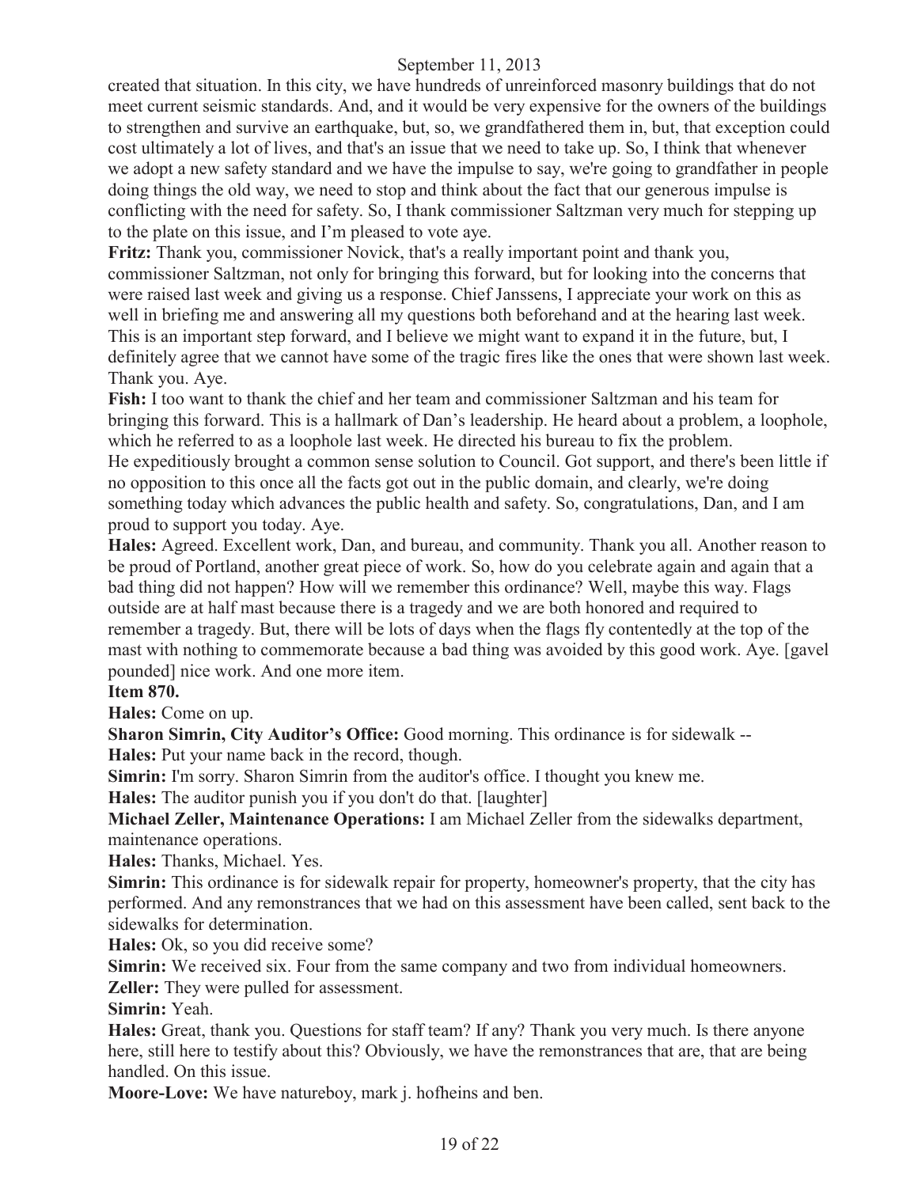created that situation. In this city, we have hundreds of unreinforced masonry buildings that do not meet current seismic standards. And, and it would be very expensive for the owners of the buildings to strengthen and survive an earthquake, but, so, we grandfathered them in, but, that exception could cost ultimately a lot of lives, and that's an issue that we need to take up. So, I think that whenever we adopt a new safety standard and we have the impulse to say, we're going to grandfather in people doing things the old way, we need to stop and think about the fact that our generous impulse is conflicting with the need for safety. So, I thank commissioner Saltzman very much for stepping up to the plate on this issue, and I'm pleased to vote aye.

**Fritz:** Thank you, commissioner Novick, that's a really important point and thank you, commissioner Saltzman, not only for bringing this forward, but for looking into the concerns that were raised last week and giving us a response. Chief Janssens, I appreciate your work on this as well in briefing me and answering all my questions both beforehand and at the hearing last week. This is an important step forward, and I believe we might want to expand it in the future, but, I definitely agree that we cannot have some of the tragic fires like the ones that were shown last week. Thank you. Aye.

**Fish:** I too want to thank the chief and her team and commissioner Saltzman and his team for bringing this forward. This is a hallmark of Dan's leadership. He heard about a problem, a loophole, which he referred to as a loophole last week. He directed his bureau to fix the problem. He expeditiously brought a common sense solution to Council. Got support, and there's been little if no opposition to this once all the facts got out in the public domain, and clearly, we're doing something today which advances the public health and safety. So, congratulations, Dan, and I am proud to support you today. Aye.

**Hales:** Agreed. Excellent work, Dan, and bureau, and community. Thank you all. Another reason to be proud of Portland, another great piece of work. So, how do you celebrate again and again that a bad thing did not happen? How will we remember this ordinance? Well, maybe this way. Flags outside are at half mast because there is a tragedy and we are both honored and required to remember a tragedy. But, there will be lots of days when the flags fly contentedly at the top of the mast with nothing to commemorate because a bad thing was avoided by this good work. Aye. [gavel pounded] nice work. And one more item.

**Item 870.**

**Hales:** Come on up.

**Sharon Simrin, City Auditor's Office:** Good morning. This ordinance is for sidewalk --

**Hales:** Put your name back in the record, though.

**Simrin:** I'm sorry. Sharon Simrin from the auditor's office. I thought you knew me.

**Hales:** The auditor punish you if you don't do that. [laughter]

**Michael Zeller, Maintenance Operations:** I am Michael Zeller from the sidewalks department, maintenance operations.

**Hales:** Thanks, Michael. Yes.

**Simrin:** This ordinance is for sidewalk repair for property, homeowner's property, that the city has performed. And any remonstrances that we had on this assessment have been called, sent back to the sidewalks for determination.

**Hales:** Ok, so you did receive some?

**Simrin:** We received six. Four from the same company and two from individual homeowners.

**Zeller:** They were pulled for assessment.

**Simrin:** Yeah.

**Hales:** Great, thank you. Questions for staff team? If any? Thank you very much. Is there anyone here, still here to testify about this? Obviously, we have the remonstrances that are, that are being handled. On this issue.

**Moore-Love:** We have natureboy, mark j. hofheins and ben.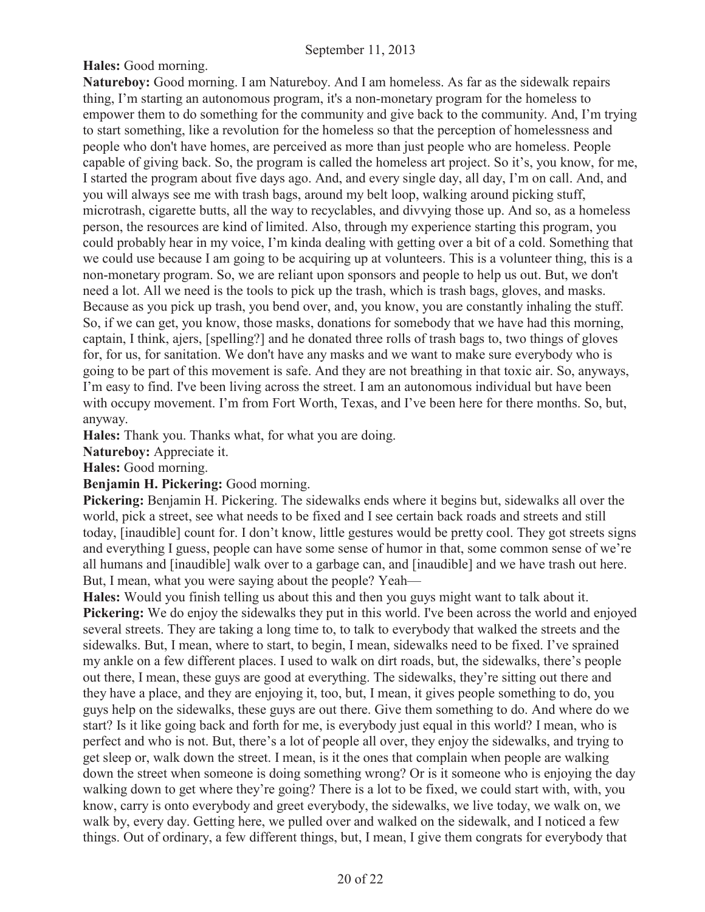**Hales:** Good morning.

**Natureboy:** Good morning. I am Natureboy. And I am homeless. As far as the sidewalk repairs thing, I'm starting an autonomous program, it's a non-monetary program for the homeless to empower them to do something for the community and give back to the community. And, I'm trying to start something, like a revolution for the homeless so that the perception of homelessness and people who don't have homes, are perceived as more than just people who are homeless. People capable of giving back. So, the program is called the homeless art project. So it's, you know, for me, I started the program about five days ago. And, and every single day, all day, I'm on call. And, and you will always see me with trash bags, around my belt loop, walking around picking stuff, microtrash, cigarette butts, all the way to recyclables, and divvying those up. And so, as a homeless person, the resources are kind of limited. Also, through my experience starting this program, you could probably hear in my voice, I'm kinda dealing with getting over a bit of a cold. Something that we could use because I am going to be acquiring up at volunteers. This is a volunteer thing, this is a non-monetary program. So, we are reliant upon sponsors and people to help us out. But, we don't need a lot. All we need is the tools to pick up the trash, which is trash bags, gloves, and masks. Because as you pick up trash, you bend over, and, you know, you are constantly inhaling the stuff. So, if we can get, you know, those masks, donations for somebody that we have had this morning, captain, I think, ajers, [spelling?] and he donated three rolls of trash bags to, two things of gloves for, for us, for sanitation. We don't have any masks and we want to make sure everybody who is going to be part of this movement is safe. And they are not breathing in that toxic air. So, anyways, I'm easy to find. I've been living across the street. I am an autonomous individual but have been with occupy movement. I'm from Fort Worth, Texas, and I've been here for there months. So, but, anyway.

**Hales:** Thank you. Thanks what, for what you are doing.

**Natureboy:** Appreciate it.

**Hales:** Good morning.

**Benjamin H. Pickering:** Good morning.

**Pickering:** Benjamin H. Pickering. The sidewalks ends where it begins but, sidewalks all over the world, pick a street, see what needs to be fixed and I see certain back roads and streets and still today, [inaudible] count for. I don't know, little gestures would be pretty cool. They got streets signs and everything I guess, people can have some sense of humor in that, some common sense of we're all humans and [inaudible] walk over to a garbage can, and [inaudible] and we have trash out here. But, I mean, what you were saying about the people? Yeah—

**Hales:** Would you finish telling us about this and then you guys might want to talk about it.

**Pickering:** We do enjoy the sidewalks they put in this world. I've been across the world and enjoyed several streets. They are taking a long time to, to talk to everybody that walked the streets and the sidewalks. But, I mean, where to start, to begin, I mean, sidewalks need to be fixed. I've sprained my ankle on a few different places. I used to walk on dirt roads, but, the sidewalks, there's people out there, I mean, these guys are good at everything. The sidewalks, they're sitting out there and they have a place, and they are enjoying it, too, but, I mean, it gives people something to do, you guys help on the sidewalks, these guys are out there. Give them something to do. And where do we start? Is it like going back and forth for me, is everybody just equal in this world? I mean, who is perfect and who is not. But, there's a lot of people all over, they enjoy the sidewalks, and trying to get sleep or, walk down the street. I mean, is it the ones that complain when people are walking down the street when someone is doing something wrong? Or is it someone who is enjoying the day walking down to get where they're going? There is a lot to be fixed, we could start with, with, you know, carry is onto everybody and greet everybody, the sidewalks, we live today, we walk on, we walk by, every day. Getting here, we pulled over and walked on the sidewalk, and I noticed a few things. Out of ordinary, a few different things, but, I mean, I give them congrats for everybody that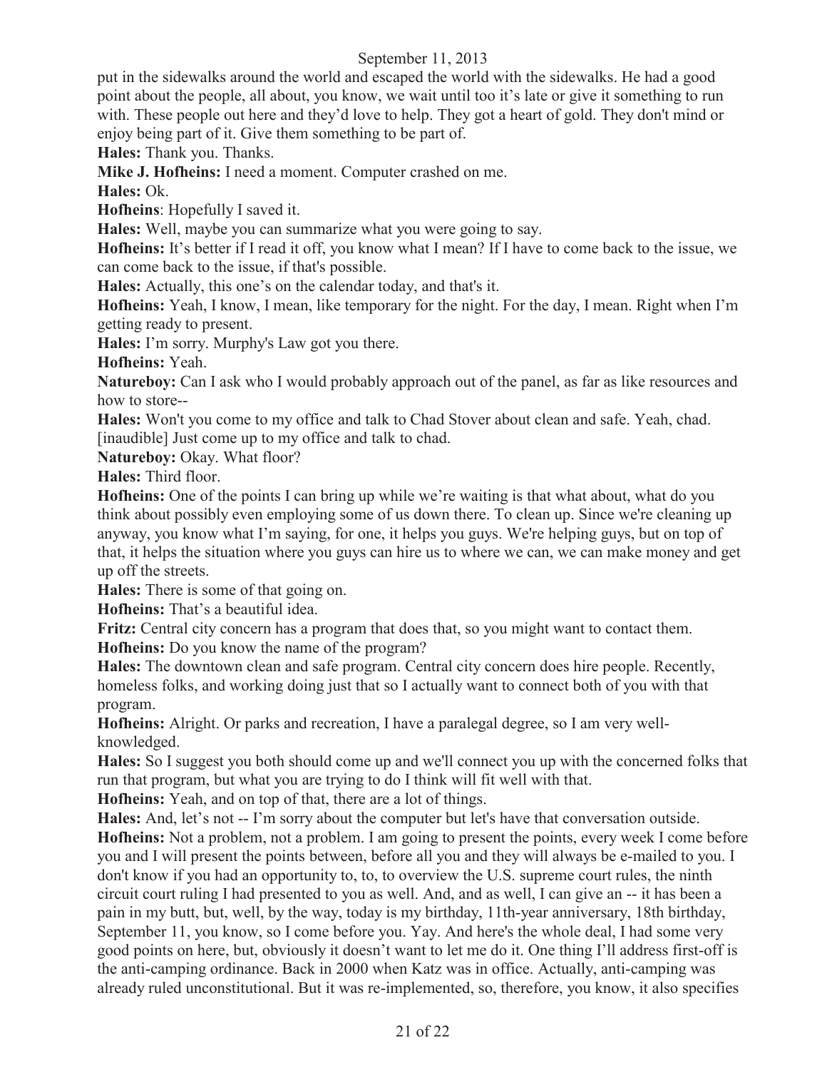put in the sidewalks around the world and escaped the world with the sidewalks. He had a good point about the people, all about, you know, we wait until too it's late or give it something to run with. These people out here and they'd love to help. They got a heart of gold. They don't mind or enjoy being part of it. Give them something to be part of.

**Hales:** Thank you. Thanks.

**Mike J. Hofheins:** I need a moment. Computer crashed on me.

**Hales:** Ok.

**Hofheins**: Hopefully I saved it.

**Hales:** Well, maybe you can summarize what you were going to say.

**Hofheins:** It's better if I read it off, you know what I mean? If I have to come back to the issue, we can come back to the issue, if that's possible.

**Hales:** Actually, this one's on the calendar today, and that's it.

**Hofheins:** Yeah, I know, I mean, like temporary for the night. For the day, I mean. Right when I'm getting ready to present.

**Hales:** I'm sorry. Murphy's Law got you there.

**Hofheins:** Yeah.

**Natureboy:** Can I ask who I would probably approach out of the panel, as far as like resources and how to store--

**Hales:** Won't you come to my office and talk to Chad Stover about clean and safe. Yeah, chad. [inaudible] Just come up to my office and talk to chad.

**Natureboy:** Okay. What floor?

**Hales:** Third floor.

**Hofheins:** One of the points I can bring up while we're waiting is that what about, what do you think about possibly even employing some of us down there. To clean up. Since we're cleaning up anyway, you know what I'm saying, for one, it helps you guys. We're helping guys, but on top of that, it helps the situation where you guys can hire us to where we can, we can make money and get up off the streets.

**Hales:** There is some of that going on.

**Hofheins:** That's a beautiful idea.

**Fritz:** Central city concern has a program that does that, so you might want to contact them.

**Hofheins:** Do you know the name of the program?

**Hales:** The downtown clean and safe program. Central city concern does hire people. Recently, homeless folks, and working doing just that so I actually want to connect both of you with that program.

**Hofheins:** Alright. Or parks and recreation, I have a paralegal degree, so I am very well-knowledged.

**Hales:** So I suggest you both should come up and we'll connect you up with the concerned folks that run that program, but what you are trying to do I think will fit well with that.

**Hofheins:** Yeah, and on top of that, there are a lot of things.

**Hales:** And, let's not -- I'm sorry about the computer but let's have that conversation outside.

**Hofheins:** Not a problem, not a problem. I am going to present the points, every week I come before you and I will present the points between, before all you and they will always be e-mailed to you. I don't know if you had an opportunity to, to, to overview the U.S. supreme court rules, the ninth circuit court ruling I had presented to you as well. And, and as well, I can give an -- it has been a pain in my butt, but, well, by the way, today is my birthday, 11th-year anniversary, 18th birthday, September 11, you know, so I come before you. Yay. And here's the whole deal, I had some very good points on here, but, obviously it doesn't want to let me do it. One thing I'll address first-off is the anti-camping ordinance. Back in 2000 when Katz was in office. Actually, anti-camping was already ruled unconstitutional. But it was re-implemented, so, therefore, you know, it also specifies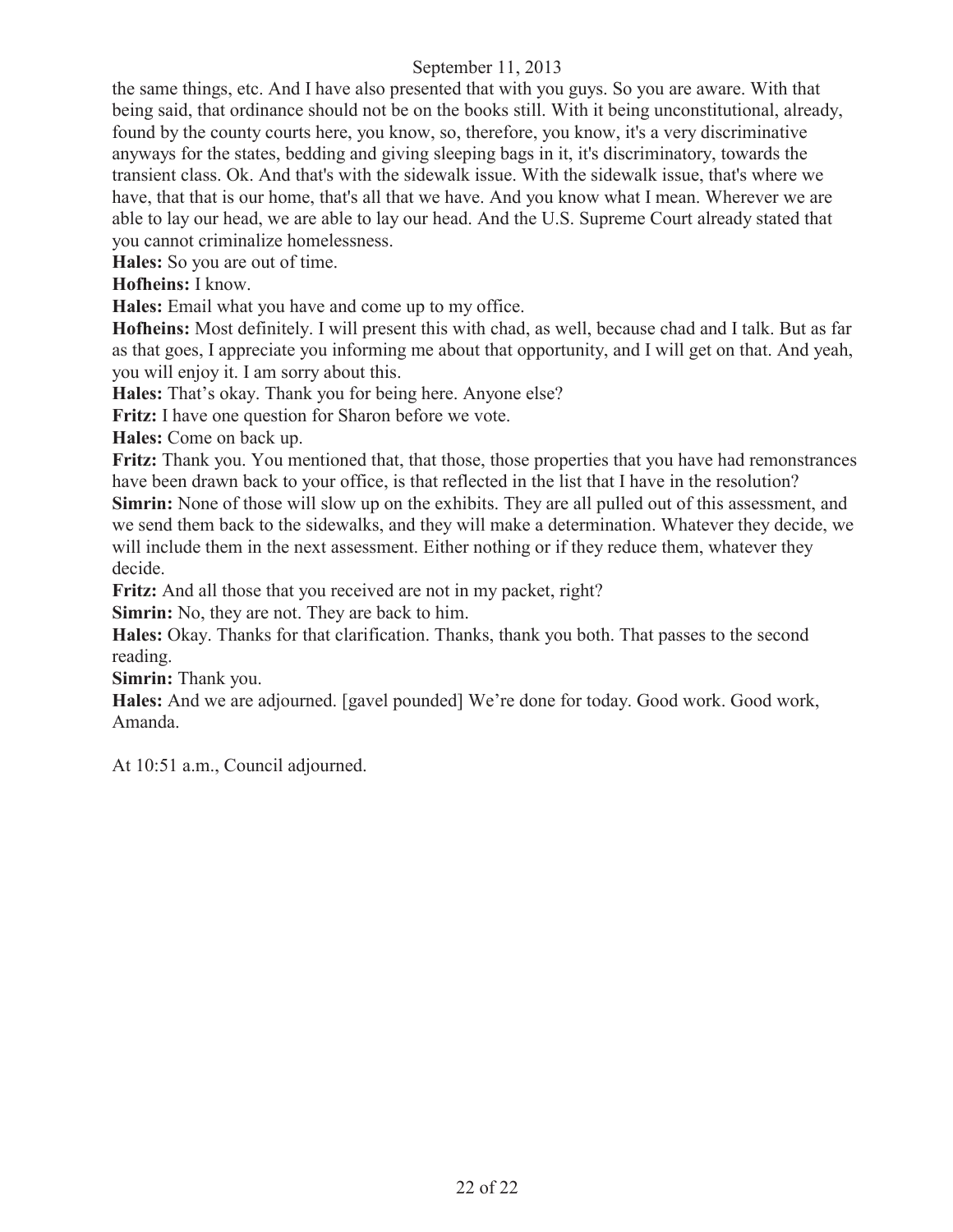the same things, etc. And I have also presented that with you guys. So you are aware. With that being said, that ordinance should not be on the books still. With it being unconstitutional, already, found by the county courts here, you know, so, therefore, you know, it's a very discriminative anyways for the states, bedding and giving sleeping bags in it, it's discriminatory, towards the transient class. Ok. And that's with the sidewalk issue. With the sidewalk issue, that's where we have, that that is our home, that's all that we have. And you know what I mean. Wherever we are able to lay our head, we are able to lay our head. And the U.S. Supreme Court already stated that you cannot criminalize homelessness.

**Hales:** So you are out of time.

**Hofheins:** I know.

**Hales:** Email what you have and come up to my office.

**Hofheins:** Most definitely. I will present this with chad, as well, because chad and I talk. But as far as that goes, I appreciate you informing me about that opportunity, and I will get on that. And yeah, you will enjoy it. I am sorry about this.

**Hales:** That's okay. Thank you for being here. Anyone else?

**Fritz:** I have one question for Sharon before we vote.

**Hales:** Come on back up.

**Fritz:** Thank you. You mentioned that, that those, those properties that you have had remonstrances have been drawn back to your office, is that reflected in the list that I have in the resolution?

**Simrin:** None of those will slow up on the exhibits. They are all pulled out of this assessment, and we send them back to the sidewalks, and they will make a determination. Whatever they decide, we will include them in the next assessment. Either nothing or if they reduce them, whatever they decide.

**Fritz:** And all those that you received are not in my packet, right?

**Simrin:** No, they are not. They are back to him.

**Hales:** Okay. Thanks for that clarification. Thanks, thank you both. That passes to the second reading.

**Simrin:** Thank you.

**Hales:** And we are adjourned. [gavel pounded] We're done for today. Good work. Good work, Amanda.

At 10:51 a.m., Council adjourned.